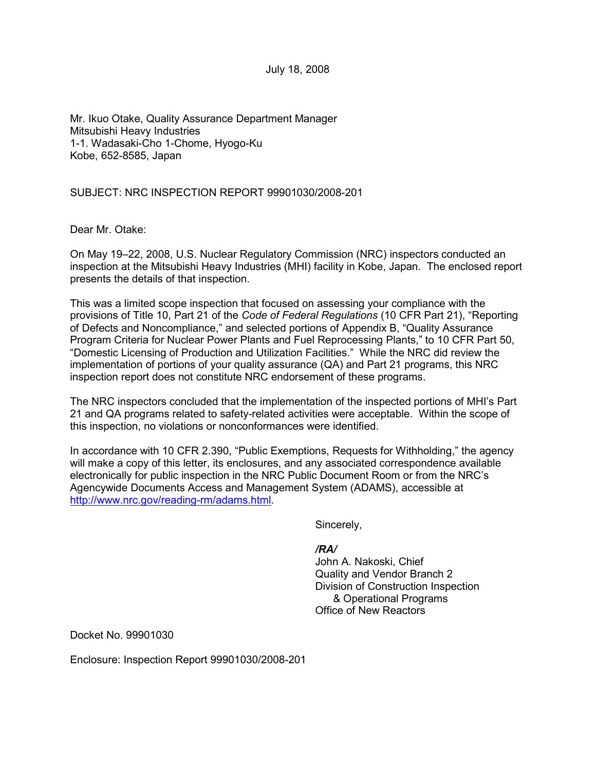July 18, 2008

Mr. Ikuo Otake, Quality Assurance Department Manager
Mitsubishi Heavy Industries
1-1. Wadasaki-Cho 1-Chome, Hyogo-Ku
Kobe, 652-8585, Japan

SUBJECT: NRC INSPECTION REPORT 99901030/2008-201

Dear Mr. Otake:

On May 19–22, 2008, U.S. Nuclear Regulatory Commission (NRC) inspectors conducted an inspection at the Mitsubishi Heavy Industries (MHI) facility in Kobe, Japan. The enclosed report presents the details of that inspection.

This was a limited scope inspection that focused on assessing your compliance with the provisions of Title 10, Part 21 of the *Code of Federal Regulations* (10 CFR Part 21), "Reporting of Defects and Noncompliance," and selected portions of Appendix B, "Quality Assurance Program Criteria for Nuclear Power Plants and Fuel Reprocessing Plants," to 10 CFR Part 50, "Domestic Licensing of Production and Utilization Facilities." While the NRC did review the implementation of portions of your quality assurance (QA) and Part 21 programs, this NRC inspection report does not constitute NRC endorsement of these programs.

The NRC inspectors concluded that the implementation of the inspected portions of MHI's Part 21 and QA programs related to safety-related activities were acceptable. Within the scope of this inspection, no violations or nonconformances were identified.

In accordance with 10 CFR 2.390, "Public Exemptions, Requests for Withholding," the agency will make a copy of this letter, its enclosures, and any associated correspondence available electronically for public inspection in the NRC Public Document Room or from the NRC's Agencywide Documents Access and Management System (ADAMS), accessible at http://www.nrc.gov/reading-rm/adams.html.

Sincerely,

*/RA/*
John A. Nakoski, Chief
Quality and Vendor Branch 2
Division of Construction Inspection
& Operational Programs
Office of New Reactors

Docket No. 99901030

Enclosure: Inspection Report 99901030/2008-201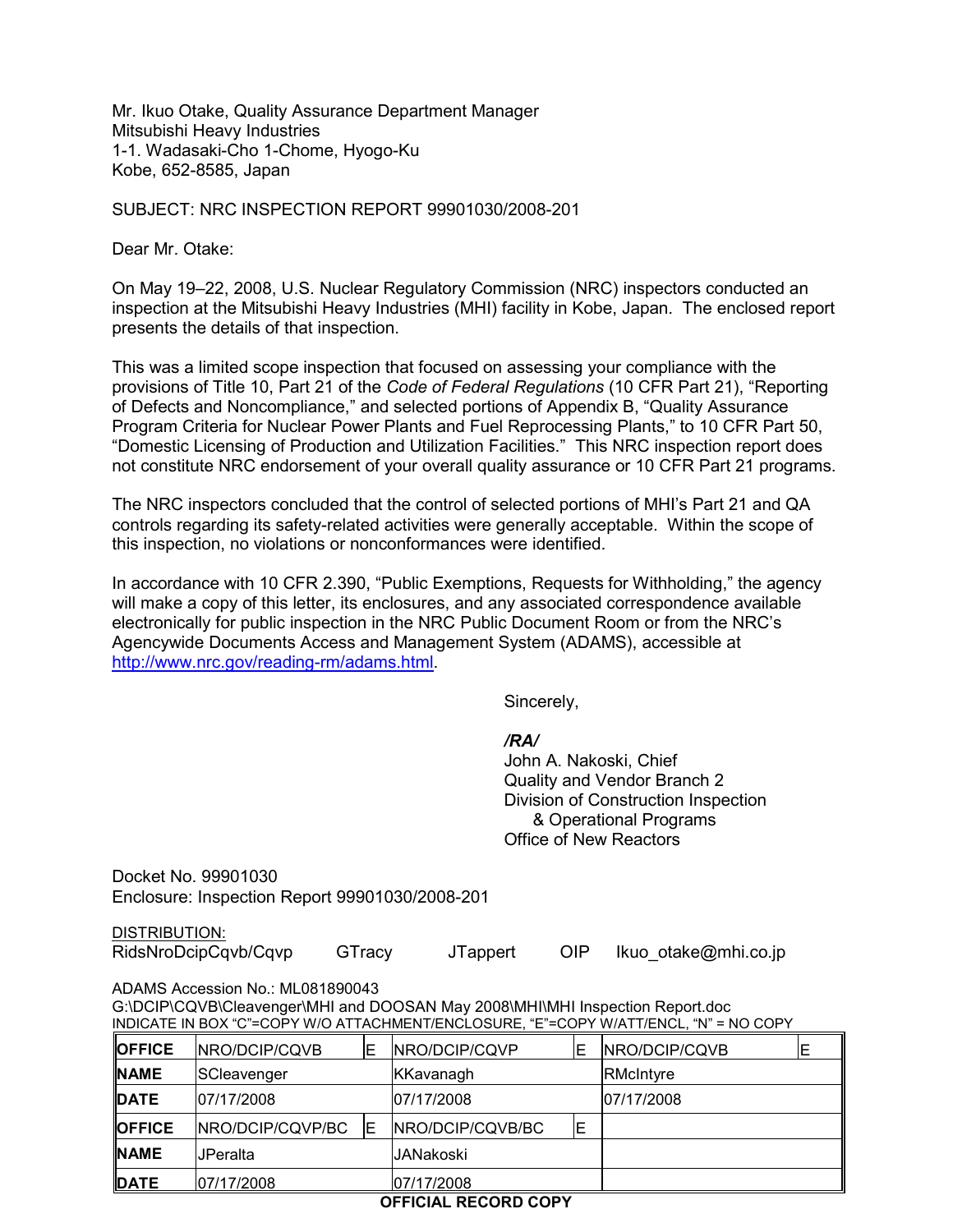Mr. Ikuo Otake, Quality Assurance Department Manager
Mitsubishi Heavy Industries
1-1. Wadasaki-Cho 1-Chome, Hyogo-Ku
Kobe, 652-8585, Japan

SUBJECT: NRC INSPECTION REPORT 99901030/2008-201

Dear Mr. Otake:

On May 19–22, 2008, U.S. Nuclear Regulatory Commission (NRC) inspectors conducted an inspection at the Mitsubishi Heavy Industries (MHI) facility in Kobe, Japan. The enclosed report presents the details of that inspection.

This was a limited scope inspection that focused on assessing your compliance with the provisions of Title 10, Part 21 of the *Code of Federal Regulations* (10 CFR Part 21), "Reporting of Defects and Noncompliance," and selected portions of Appendix B, "Quality Assurance Program Criteria for Nuclear Power Plants and Fuel Reprocessing Plants," to 10 CFR Part 50, "Domestic Licensing of Production and Utilization Facilities." This NRC inspection report does not constitute NRC endorsement of your overall quality assurance or 10 CFR Part 21 programs.

The NRC inspectors concluded that the control of selected portions of MHI's Part 21 and QA controls regarding its safety-related activities were generally acceptable. Within the scope of this inspection, no violations or nonconformances were identified.

In accordance with 10 CFR 2.390, "Public Exemptions, Requests for Withholding," the agency will make a copy of this letter, its enclosures, and any associated correspondence available electronically for public inspection in the NRC Public Document Room or from the NRC's Agencywide Documents Access and Management System (ADAMS), accessible at http://www.nrc.gov/reading-rm/adams.html.

Sincerely,

*/RA/*
John A. Nakoski, Chief
Quality and Vendor Branch 2
Division of Construction Inspection & Operational Programs
Office of New Reactors

Docket No. 99901030
Enclosure: Inspection Report 99901030/2008-201

DISTRIBUTION:
RidsNroDcipCqvb/Cqvp GTracy JTappert OIP Ikuo_otake@mhi.co.jp

ADAMS Accession No.: ML081890043
G:\DCIP\CQVB\Cleavenger\MHI and DOOSAN May 2008\MHI\MHI Inspection Report.doc
INDICATE IN BOX "C"=COPY W/O ATTACHMENT/ENCLOSURE, "E"=COPY W/ATT/ENCL, "N" = NO COPY

| **OFFICE** | NRO/DCIP/CQVB | E | NRO/DCIP/CQVP | E | NRO/DCIP/CQVB | E |
|---|---|---|---|---|---|---|
| **NAME** | SCleavenger | | KKavanagh | | RMcIntyre | |
| **DATE** | 07/17/2008 | | 07/17/2008 | | 07/17/2008 | |
| **OFFICE** | NRO/DCIP/CQVP/BC | E | NRO/DCIP/CQVB/BC | E | | |
| **NAME** | JPeralta | | JANakoski | | | |
| **DATE** | 07/17/2008 | | 07/17/2008 | | | |

**OFFICIAL RECORD COPY**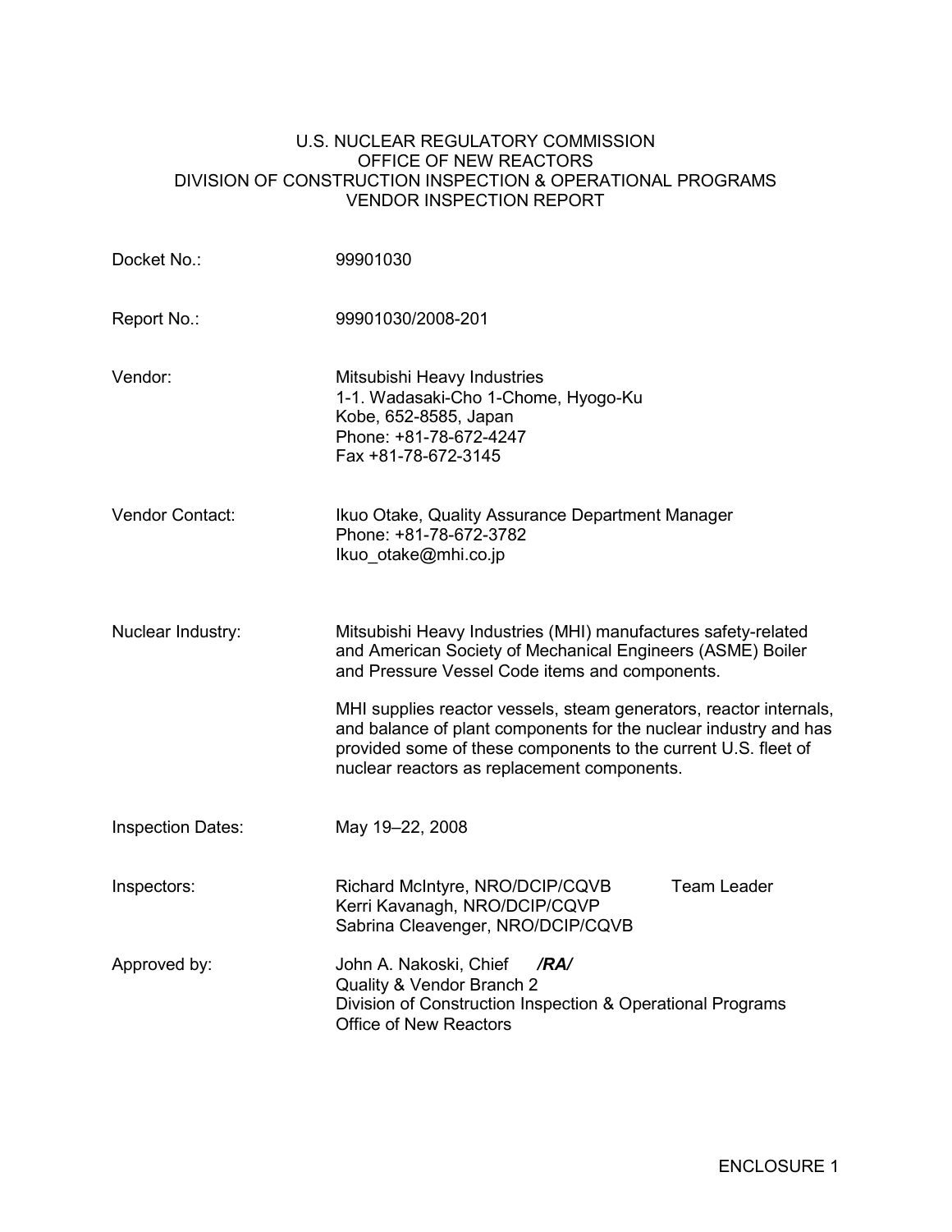U.S. NUCLEAR REGULATORY COMMISSION
OFFICE OF NEW REACTORS
DIVISION OF CONSTRUCTION INSPECTION & OPERATIONAL PROGRAMS
VENDOR INSPECTION REPORT

| | |
|---|---|
| Docket No.: | 99901030 |
| Report No.: | 99901030/2008-201 |
| Vendor: | Mitsubishi Heavy Industries<br>1-1. Wadasaki-Cho 1-Chome, Hyogo-Ku<br>Kobe, 652-8585, Japan<br>Phone: +81-78-672-4247<br>Fax +81-78-672-3145 |
| Vendor Contact: | Ikuo Otake, Quality Assurance Department Manager<br>Phone: +81-78-672-3782<br>Ikuo_otake@mhi.co.jp |
| Nuclear Industry: | Mitsubishi Heavy Industries (MHI) manufactures safety-related and American Society of Mechanical Engineers (ASME) Boiler and Pressure Vessel Code items and components.<br><br>MHI supplies reactor vessels, steam generators, reactor internals, and balance of plant components for the nuclear industry and has provided some of these components to the current U.S. fleet of nuclear reactors as replacement components. |
| Inspection Dates: | May 19–22, 2008 |
| Inspectors: | Richard McIntyre, NRO/DCIP/CQVB Team Leader<br>Kerri Kavanagh, NRO/DCIP/CQVP<br>Sabrina Cleavenger, NRO/DCIP/CQVB |
| Approved by: | John A. Nakoski, Chief ***/RA/***<br>Quality & Vendor Branch 2<br>Division of Construction Inspection & Operational Programs<br>Office of New Reactors |

ENCLOSURE 1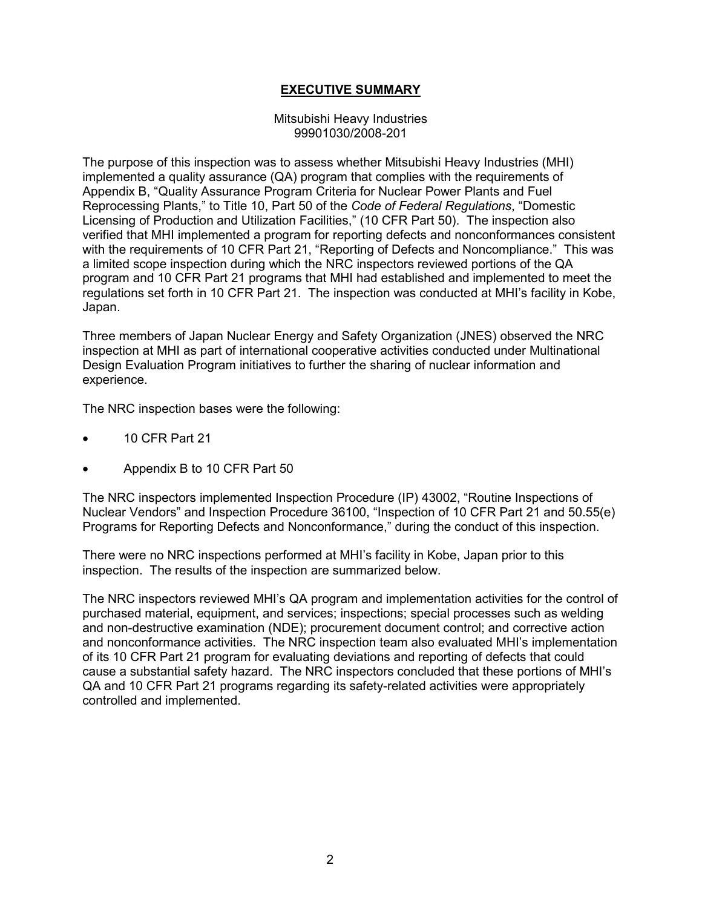## **EXECUTIVE SUMMARY**

Mitsubishi Heavy Industries
99901030/2008-201

The purpose of this inspection was to assess whether Mitsubishi Heavy Industries (MHI) implemented a quality assurance (QA) program that complies with the requirements of Appendix B, "Quality Assurance Program Criteria for Nuclear Power Plants and Fuel Reprocessing Plants," to Title 10, Part 50 of the *Code of Federal Regulations*, "Domestic Licensing of Production and Utilization Facilities," (10 CFR Part 50). The inspection also verified that MHI implemented a program for reporting defects and nonconformances consistent with the requirements of 10 CFR Part 21, "Reporting of Defects and Noncompliance." This was a limited scope inspection during which the NRC inspectors reviewed portions of the QA program and 10 CFR Part 21 programs that MHI had established and implemented to meet the regulations set forth in 10 CFR Part 21. The inspection was conducted at MHI's facility in Kobe, Japan.

Three members of Japan Nuclear Energy and Safety Organization (JNES) observed the NRC inspection at MHI as part of international cooperative activities conducted under Multinational Design Evaluation Program initiatives to further the sharing of nuclear information and experience.

The NRC inspection bases were the following:

- 10 CFR Part 21
- Appendix B to 10 CFR Part 50

The NRC inspectors implemented Inspection Procedure (IP) 43002, "Routine Inspections of Nuclear Vendors" and Inspection Procedure 36100, "Inspection of 10 CFR Part 21 and 50.55(e) Programs for Reporting Defects and Nonconformance," during the conduct of this inspection.

There were no NRC inspections performed at MHI's facility in Kobe, Japan prior to this inspection. The results of the inspection are summarized below.

The NRC inspectors reviewed MHI's QA program and implementation activities for the control of purchased material, equipment, and services; inspections; special processes such as welding and non-destructive examination (NDE); procurement document control; and corrective action and nonconformance activities. The NRC inspection team also evaluated MHI's implementation of its 10 CFR Part 21 program for evaluating deviations and reporting of defects that could cause a substantial safety hazard. The NRC inspectors concluded that these portions of MHI's QA and 10 CFR Part 21 programs regarding its safety-related activities were appropriately controlled and implemented.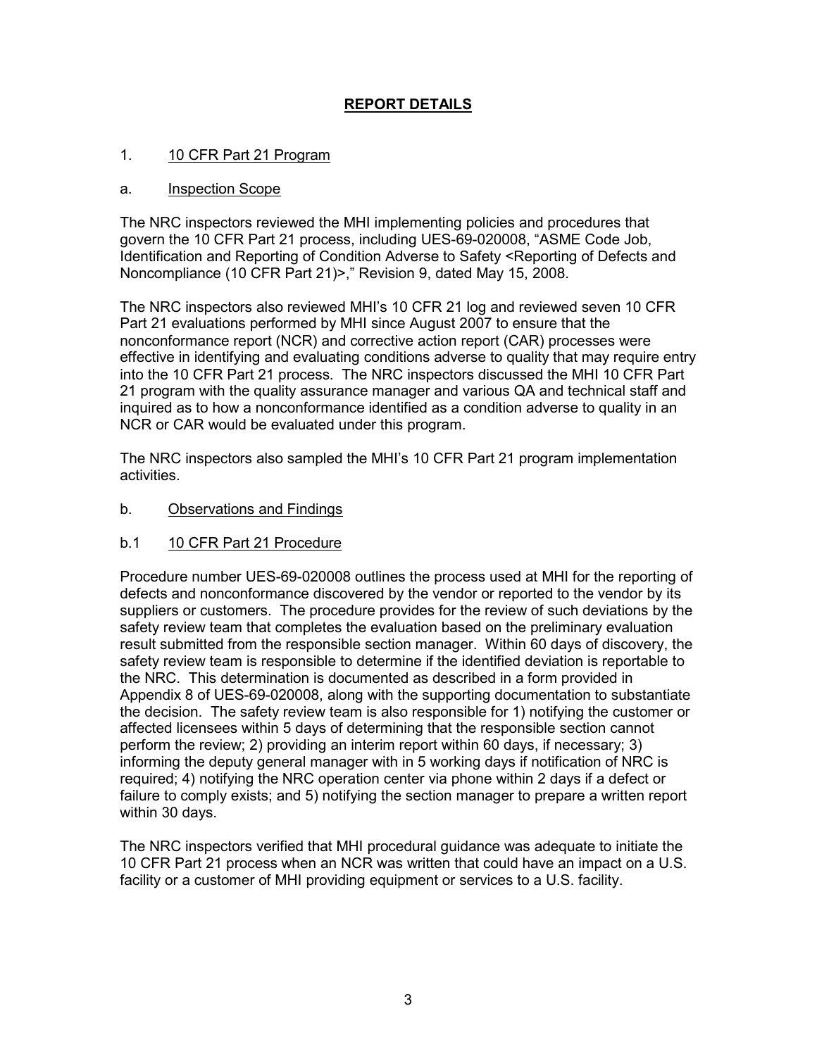## REPORT DETAILS

### 1. 10 CFR Part 21 Program

#### a. Inspection Scope

The NRC inspectors reviewed the MHI implementing policies and procedures that govern the 10 CFR Part 21 process, including UES-69-020008, "ASME Code Job, Identification and Reporting of Condition Adverse to Safety <Reporting of Defects and Noncompliance (10 CFR Part 21)>," Revision 9, dated May 15, 2008.

The NRC inspectors also reviewed MHI's 10 CFR 21 log and reviewed seven 10 CFR Part 21 evaluations performed by MHI since August 2007 to ensure that the nonconformance report (NCR) and corrective action report (CAR) processes were effective in identifying and evaluating conditions adverse to quality that may require entry into the 10 CFR Part 21 process. The NRC inspectors discussed the MHI 10 CFR Part 21 program with the quality assurance manager and various QA and technical staff and inquired as to how a nonconformance identified as a condition adverse to quality in an NCR or CAR would be evaluated under this program.

The NRC inspectors also sampled the MHI's 10 CFR Part 21 program implementation activities.

#### b. Observations and Findings

##### b.1 10 CFR Part 21 Procedure

Procedure number UES-69-020008 outlines the process used at MHI for the reporting of defects and nonconformance discovered by the vendor or reported to the vendor by its suppliers or customers. The procedure provides for the review of such deviations by the safety review team that completes the evaluation based on the preliminary evaluation result submitted from the responsible section manager. Within 60 days of discovery, the safety review team is responsible to determine if the identified deviation is reportable to the NRC. This determination is documented as described in a form provided in Appendix 8 of UES-69-020008, along with the supporting documentation to substantiate the decision. The safety review team is also responsible for 1) notifying the customer or affected licensees within 5 days of determining that the responsible section cannot perform the review; 2) providing an interim report within 60 days, if necessary; 3) informing the deputy general manager with in 5 working days if notification of NRC is required; 4) notifying the NRC operation center via phone within 2 days if a defect or failure to comply exists; and 5) notifying the section manager to prepare a written report within 30 days.

The NRC inspectors verified that MHI procedural guidance was adequate to initiate the 10 CFR Part 21 process when an NCR was written that could have an impact on a U.S. facility or a customer of MHI providing equipment or services to a U.S. facility.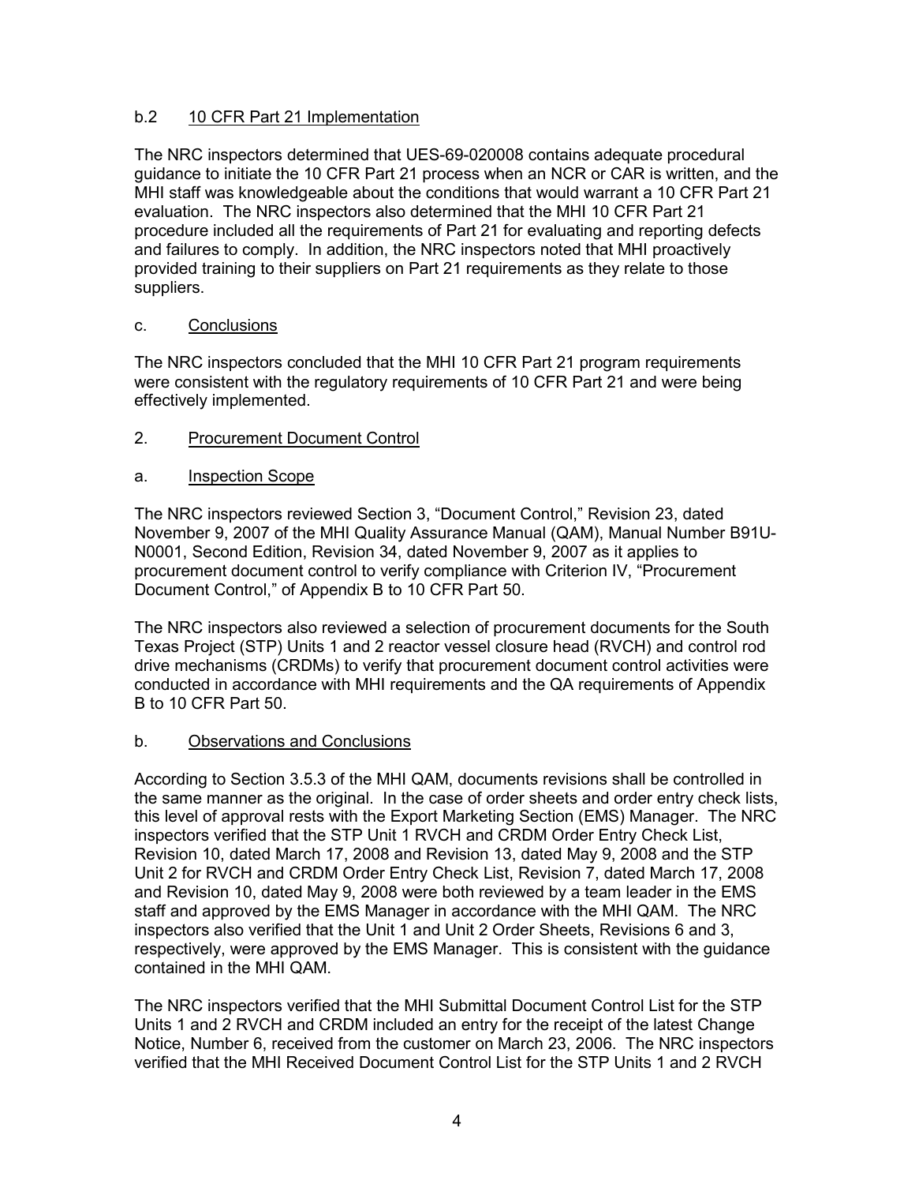### b.2 10 CFR Part 21 Implementation

The NRC inspectors determined that UES-69-020008 contains adequate procedural guidance to initiate the 10 CFR Part 21 process when an NCR or CAR is written, and the MHI staff was knowledgeable about the conditions that would warrant a 10 CFR Part 21 evaluation. The NRC inspectors also determined that the MHI 10 CFR Part 21 procedure included all the requirements of Part 21 for evaluating and reporting defects and failures to comply. In addition, the NRC inspectors noted that MHI proactively provided training to their suppliers on Part 21 requirements as they relate to those suppliers.

### c. Conclusions

The NRC inspectors concluded that the MHI 10 CFR Part 21 program requirements were consistent with the regulatory requirements of 10 CFR Part 21 and were being effectively implemented.

## 2. Procurement Document Control

### a. Inspection Scope

The NRC inspectors reviewed Section 3, "Document Control," Revision 23, dated November 9, 2007 of the MHI Quality Assurance Manual (QAM), Manual Number B91U-N0001, Second Edition, Revision 34, dated November 9, 2007 as it applies to procurement document control to verify compliance with Criterion IV, "Procurement Document Control," of Appendix B to 10 CFR Part 50.

The NRC inspectors also reviewed a selection of procurement documents for the South Texas Project (STP) Units 1 and 2 reactor vessel closure head (RVCH) and control rod drive mechanisms (CRDMs) to verify that procurement document control activities were conducted in accordance with MHI requirements and the QA requirements of Appendix B to 10 CFR Part 50.

### b. Observations and Conclusions

According to Section 3.5.3 of the MHI QAM, documents revisions shall be controlled in the same manner as the original. In the case of order sheets and order entry check lists, this level of approval rests with the Export Marketing Section (EMS) Manager. The NRC inspectors verified that the STP Unit 1 RVCH and CRDM Order Entry Check List, Revision 10, dated March 17, 2008 and Revision 13, dated May 9, 2008 and the STP Unit 2 for RVCH and CRDM Order Entry Check List, Revision 7, dated March 17, 2008 and Revision 10, dated May 9, 2008 were both reviewed by a team leader in the EMS staff and approved by the EMS Manager in accordance with the MHI QAM. The NRC inspectors also verified that the Unit 1 and Unit 2 Order Sheets, Revisions 6 and 3, respectively, were approved by the EMS Manager. This is consistent with the guidance contained in the MHI QAM.

The NRC inspectors verified that the MHI Submittal Document Control List for the STP Units 1 and 2 RVCH and CRDM included an entry for the receipt of the latest Change Notice, Number 6, received from the customer on March 23, 2006. The NRC inspectors verified that the MHI Received Document Control List for the STP Units 1 and 2 RVCH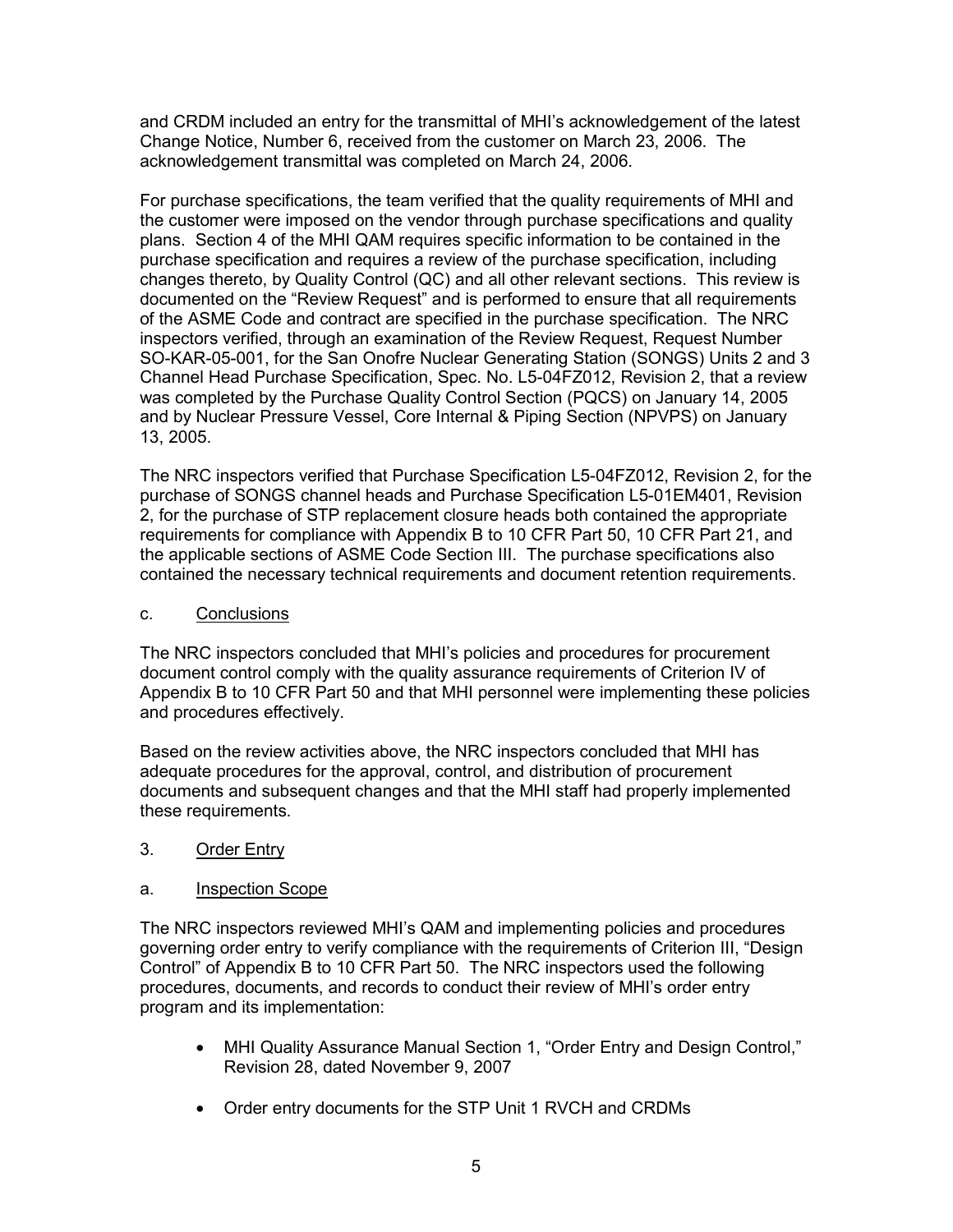and CRDM included an entry for the transmittal of MHI's acknowledgement of the latest Change Notice, Number 6, received from the customer on March 23, 2006. The acknowledgement transmittal was completed on March 24, 2006.

For purchase specifications, the team verified that the quality requirements of MHI and the customer were imposed on the vendor through purchase specifications and quality plans. Section 4 of the MHI QAM requires specific information to be contained in the purchase specification and requires a review of the purchase specification, including changes thereto, by Quality Control (QC) and all other relevant sections. This review is documented on the "Review Request" and is performed to ensure that all requirements of the ASME Code and contract are specified in the purchase specification. The NRC inspectors verified, through an examination of the Review Request, Request Number SO-KAR-05-001, for the San Onofre Nuclear Generating Station (SONGS) Units 2 and 3 Channel Head Purchase Specification, Spec. No. L5-04FZ012, Revision 2, that a review was completed by the Purchase Quality Control Section (PQCS) on January 14, 2005 and by Nuclear Pressure Vessel, Core Internal & Piping Section (NPVPS) on January 13, 2005.

The NRC inspectors verified that Purchase Specification L5-04FZ012, Revision 2, for the purchase of SONGS channel heads and Purchase Specification L5-01EM401, Revision 2, for the purchase of STP replacement closure heads both contained the appropriate requirements for compliance with Appendix B to 10 CFR Part 50, 10 CFR Part 21, and the applicable sections of ASME Code Section III. The purchase specifications also contained the necessary technical requirements and document retention requirements.

c. Conclusions

The NRC inspectors concluded that MHI's policies and procedures for procurement document control comply with the quality assurance requirements of Criterion IV of Appendix B to 10 CFR Part 50 and that MHI personnel were implementing these policies and procedures effectively.

Based on the review activities above, the NRC inspectors concluded that MHI has adequate procedures for the approval, control, and distribution of procurement documents and subsequent changes and that the MHI staff had properly implemented these requirements.

3. Order Entry

a. Inspection Scope

The NRC inspectors reviewed MHI's QAM and implementing policies and procedures governing order entry to verify compliance with the requirements of Criterion III, "Design Control" of Appendix B to 10 CFR Part 50. The NRC inspectors used the following procedures, documents, and records to conduct their review of MHI's order entry program and its implementation:

- MHI Quality Assurance Manual Section 1, "Order Entry and Design Control," Revision 28, dated November 9, 2007
- Order entry documents for the STP Unit 1 RVCH and CRDMs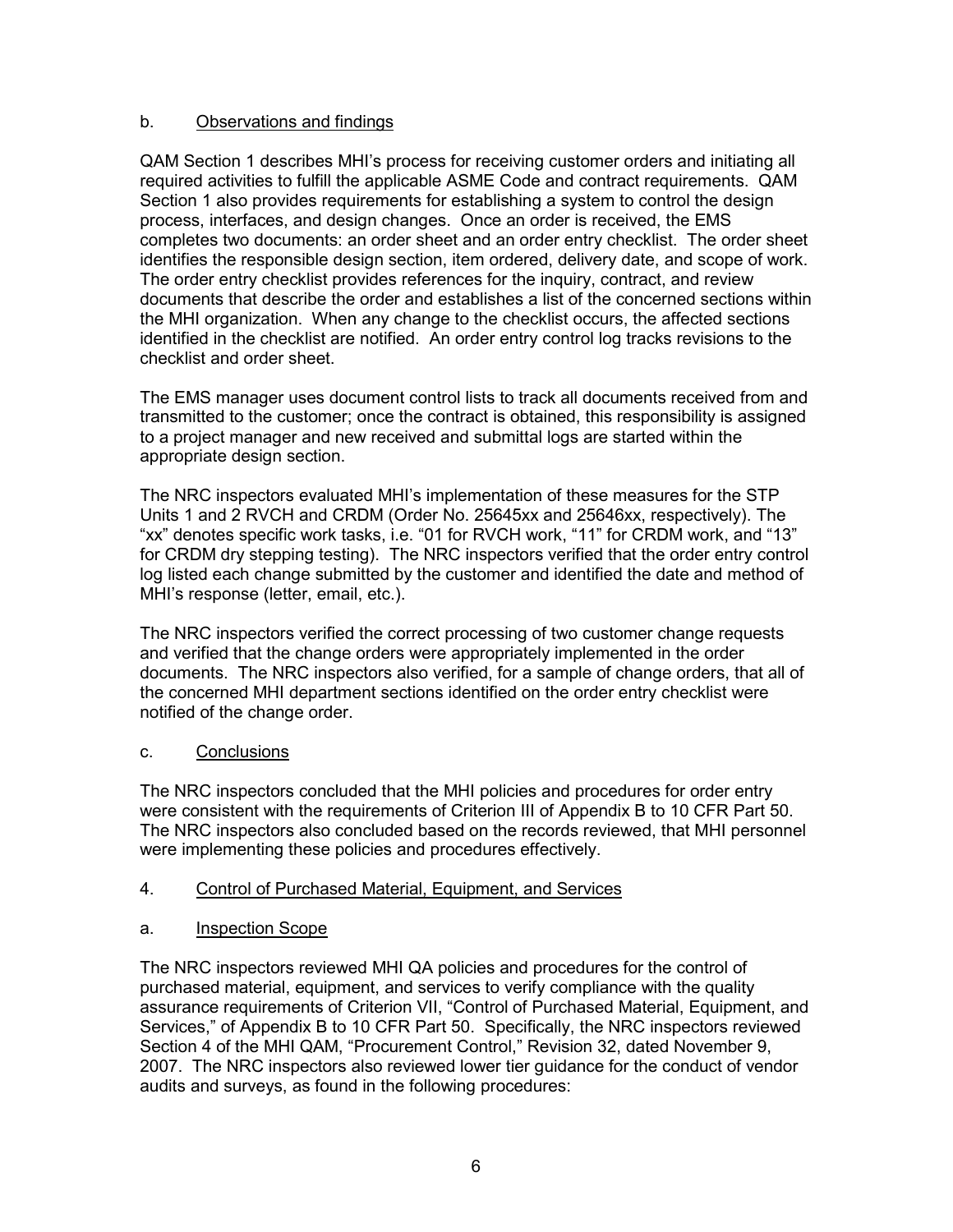b. Observations and findings

QAM Section 1 describes MHI's process for receiving customer orders and initiating all required activities to fulfill the applicable ASME Code and contract requirements. QAM Section 1 also provides requirements for establishing a system to control the design process, interfaces, and design changes. Once an order is received, the EMS completes two documents: an order sheet and an order entry checklist. The order sheet identifies the responsible design section, item ordered, delivery date, and scope of work. The order entry checklist provides references for the inquiry, contract, and review documents that describe the order and establishes a list of the concerned sections within the MHI organization. When any change to the checklist occurs, the affected sections identified in the checklist are notified. An order entry control log tracks revisions to the checklist and order sheet.

The EMS manager uses document control lists to track all documents received from and transmitted to the customer; once the contract is obtained, this responsibility is assigned to a project manager and new received and submittal logs are started within the appropriate design section.

The NRC inspectors evaluated MHI's implementation of these measures for the STP Units 1 and 2 RVCH and CRDM (Order No. 25645xx and 25646xx, respectively). The "xx" denotes specific work tasks, i.e. "01 for RVCH work, "11" for CRDM work, and "13" for CRDM dry stepping testing). The NRC inspectors verified that the order entry control log listed each change submitted by the customer and identified the date and method of MHI's response (letter, email, etc.).

The NRC inspectors verified the correct processing of two customer change requests and verified that the change orders were appropriately implemented in the order documents. The NRC inspectors also verified, for a sample of change orders, that all of the concerned MHI department sections identified on the order entry checklist were notified of the change order.

c. Conclusions

The NRC inspectors concluded that the MHI policies and procedures for order entry were consistent with the requirements of Criterion III of Appendix B to 10 CFR Part 50. The NRC inspectors also concluded based on the records reviewed, that MHI personnel were implementing these policies and procedures effectively.

4. Control of Purchased Material, Equipment, and Services

a. Inspection Scope

The NRC inspectors reviewed MHI QA policies and procedures for the control of purchased material, equipment, and services to verify compliance with the quality assurance requirements of Criterion VII, "Control of Purchased Material, Equipment, and Services," of Appendix B to 10 CFR Part 50. Specifically, the NRC inspectors reviewed Section 4 of the MHI QAM, "Procurement Control," Revision 32, dated November 9, 2007. The NRC inspectors also reviewed lower tier guidance for the conduct of vendor audits and surveys, as found in the following procedures: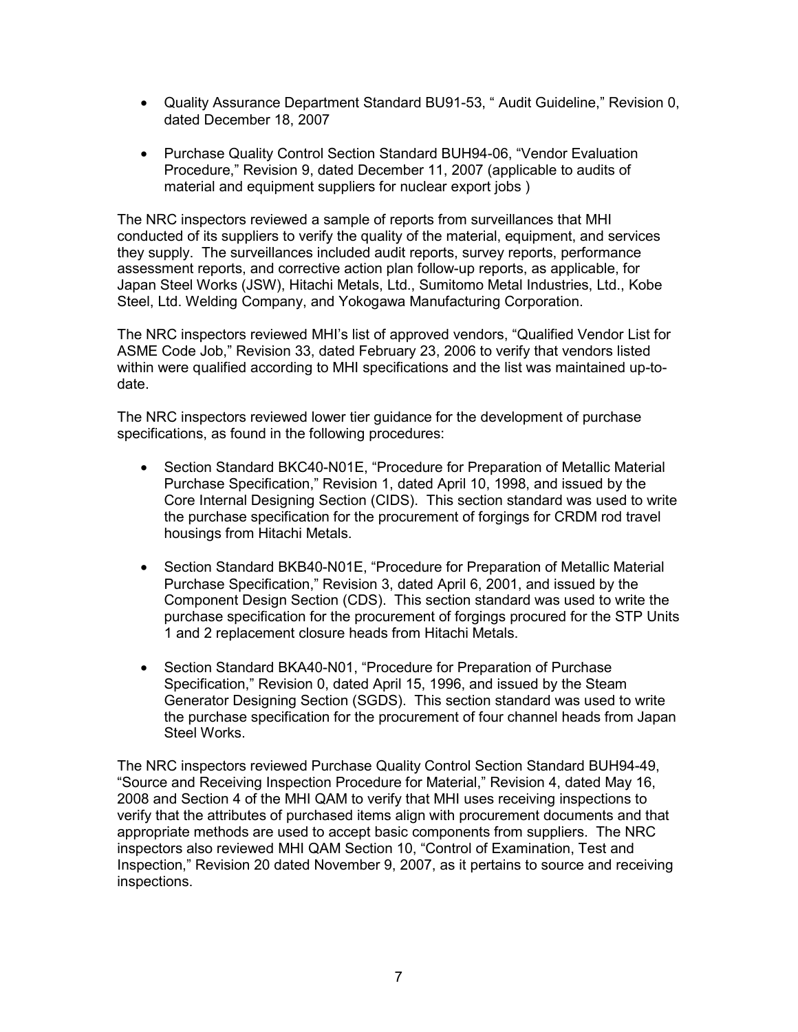- Quality Assurance Department Standard BU91-53, " Audit Guideline," Revision 0, dated December 18, 2007

- Purchase Quality Control Section Standard BUH94-06, "Vendor Evaluation Procedure," Revision 9, dated December 11, 2007 (applicable to audits of material and equipment suppliers for nuclear export jobs )

The NRC inspectors reviewed a sample of reports from surveillances that MHI conducted of its suppliers to verify the quality of the material, equipment, and services they supply. The surveillances included audit reports, survey reports, performance assessment reports, and corrective action plan follow-up reports, as applicable, for Japan Steel Works (JSW), Hitachi Metals, Ltd., Sumitomo Metal Industries, Ltd., Kobe Steel, Ltd. Welding Company, and Yokogawa Manufacturing Corporation.

The NRC inspectors reviewed MHI's list of approved vendors, "Qualified Vendor List for ASME Code Job," Revision 33, dated February 23, 2006 to verify that vendors listed within were qualified according to MHI specifications and the list was maintained up-to-date.

The NRC inspectors reviewed lower tier guidance for the development of purchase specifications, as found in the following procedures:

- Section Standard BKC40-N01E, "Procedure for Preparation of Metallic Material Purchase Specification," Revision 1, dated April 10, 1998, and issued by the Core Internal Designing Section (CIDS). This section standard was used to write the purchase specification for the procurement of forgings for CRDM rod travel housings from Hitachi Metals.

- Section Standard BKB40-N01E, "Procedure for Preparation of Metallic Material Purchase Specification," Revision 3, dated April 6, 2001, and issued by the Component Design Section (CDS). This section standard was used to write the purchase specification for the procurement of forgings procured for the STP Units 1 and 2 replacement closure heads from Hitachi Metals.

- Section Standard BKA40-N01, "Procedure for Preparation of Purchase Specification," Revision 0, dated April 15, 1996, and issued by the Steam Generator Designing Section (SGDS). This section standard was used to write the purchase specification for the procurement of four channel heads from Japan Steel Works.

The NRC inspectors reviewed Purchase Quality Control Section Standard BUH94-49, "Source and Receiving Inspection Procedure for Material," Revision 4, dated May 16, 2008 and Section 4 of the MHI QAM to verify that MHI uses receiving inspections to verify that the attributes of purchased items align with procurement documents and that appropriate methods are used to accept basic components from suppliers. The NRC inspectors also reviewed MHI QAM Section 10, "Control of Examination, Test and Inspection," Revision 20 dated November 9, 2007, as it pertains to source and receiving inspections.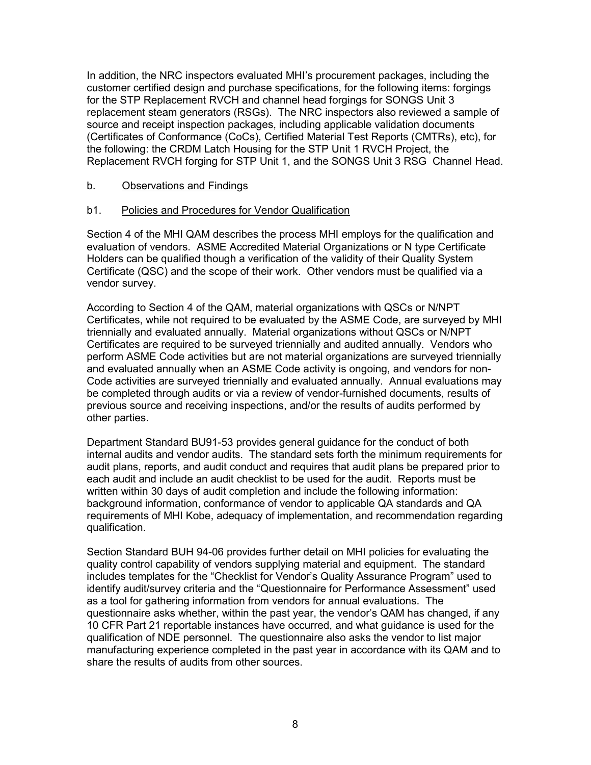In addition, the NRC inspectors evaluated MHI's procurement packages, including the customer certified design and purchase specifications, for the following items: forgings for the STP Replacement RVCH and channel head forgings for SONGS Unit 3 replacement steam generators (RSGs). The NRC inspectors also reviewed a sample of source and receipt inspection packages, including applicable validation documents (Certificates of Conformance (CoCs), Certified Material Test Reports (CMTRs), etc), for the following: the CRDM Latch Housing for the STP Unit 1 RVCH Project, the Replacement RVCH forging for STP Unit 1, and the SONGS Unit 3 RSG Channel Head.

b. Observations and Findings

b1. Policies and Procedures for Vendor Qualification

Section 4 of the MHI QAM describes the process MHI employs for the qualification and evaluation of vendors. ASME Accredited Material Organizations or N type Certificate Holders can be qualified though a verification of the validity of their Quality System Certificate (QSC) and the scope of their work. Other vendors must be qualified via a vendor survey.

According to Section 4 of the QAM, material organizations with QSCs or N/NPT Certificates, while not required to be evaluated by the ASME Code, are surveyed by MHI triennially and evaluated annually. Material organizations without QSCs or N/NPT Certificates are required to be surveyed triennially and audited annually. Vendors who perform ASME Code activities but are not material organizations are surveyed triennially and evaluated annually when an ASME Code activity is ongoing, and vendors for non-Code activities are surveyed triennially and evaluated annually. Annual evaluations may be completed through audits or via a review of vendor-furnished documents, results of previous source and receiving inspections, and/or the results of audits performed by other parties.

Department Standard BU91-53 provides general guidance for the conduct of both internal audits and vendor audits. The standard sets forth the minimum requirements for audit plans, reports, and audit conduct and requires that audit plans be prepared prior to each audit and include an audit checklist to be used for the audit. Reports must be written within 30 days of audit completion and include the following information: background information, conformance of vendor to applicable QA standards and QA requirements of MHI Kobe, adequacy of implementation, and recommendation regarding qualification.

Section Standard BUH 94-06 provides further detail on MHI policies for evaluating the quality control capability of vendors supplying material and equipment. The standard includes templates for the "Checklist for Vendor's Quality Assurance Program" used to identify audit/survey criteria and the "Questionnaire for Performance Assessment" used as a tool for gathering information from vendors for annual evaluations. The questionnaire asks whether, within the past year, the vendor's QAM has changed, if any 10 CFR Part 21 reportable instances have occurred, and what guidance is used for the qualification of NDE personnel. The questionnaire also asks the vendor to list major manufacturing experience completed in the past year in accordance with its QAM and to share the results of audits from other sources.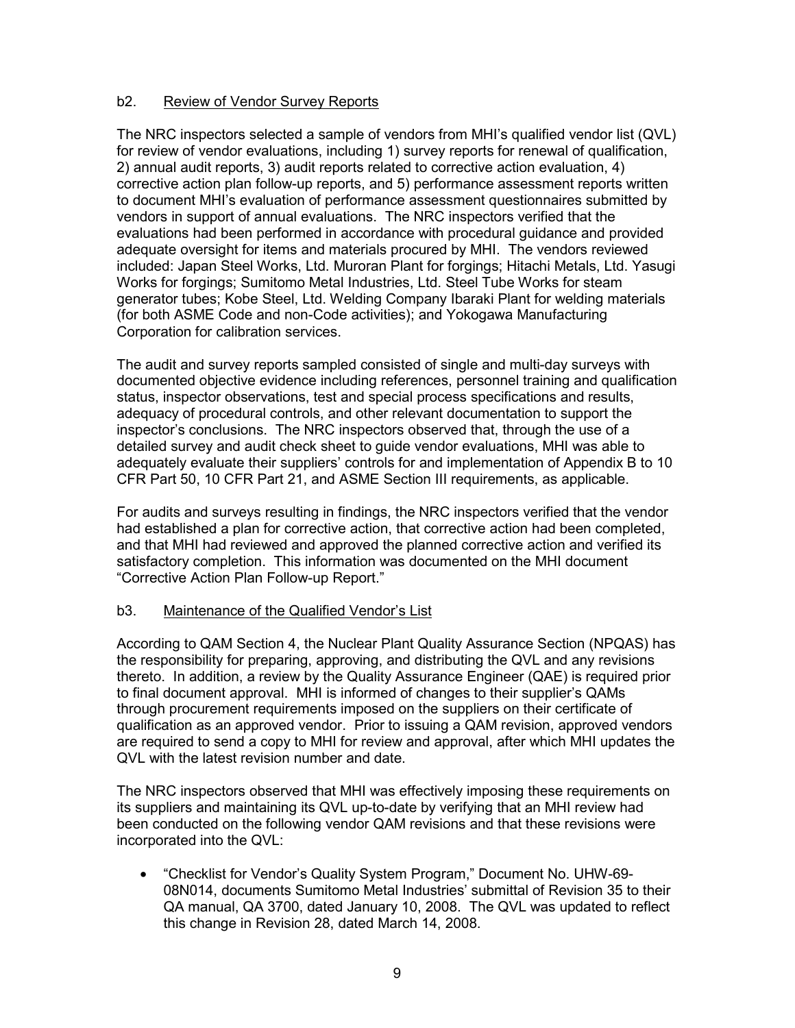### b2. Review of Vendor Survey Reports

The NRC inspectors selected a sample of vendors from MHI's qualified vendor list (QVL) for review of vendor evaluations, including 1) survey reports for renewal of qualification, 2) annual audit reports, 3) audit reports related to corrective action evaluation, 4) corrective action plan follow-up reports, and 5) performance assessment reports written to document MHI's evaluation of performance assessment questionnaires submitted by vendors in support of annual evaluations. The NRC inspectors verified that the evaluations had been performed in accordance with procedural guidance and provided adequate oversight for items and materials procured by MHI. The vendors reviewed included: Japan Steel Works, Ltd. Muroran Plant for forgings; Hitachi Metals, Ltd. Yasugi Works for forgings; Sumitomo Metal Industries, Ltd. Steel Tube Works for steam generator tubes; Kobe Steel, Ltd. Welding Company Ibaraki Plant for welding materials (for both ASME Code and non-Code activities); and Yokogawa Manufacturing Corporation for calibration services.

The audit and survey reports sampled consisted of single and multi-day surveys with documented objective evidence including references, personnel training and qualification status, inspector observations, test and special process specifications and results, adequacy of procedural controls, and other relevant documentation to support the inspector's conclusions. The NRC inspectors observed that, through the use of a detailed survey and audit check sheet to guide vendor evaluations, MHI was able to adequately evaluate their suppliers' controls for and implementation of Appendix B to 10 CFR Part 50, 10 CFR Part 21, and ASME Section III requirements, as applicable.

For audits and surveys resulting in findings, the NRC inspectors verified that the vendor had established a plan for corrective action, that corrective action had been completed, and that MHI had reviewed and approved the planned corrective action and verified its satisfactory completion. This information was documented on the MHI document "Corrective Action Plan Follow-up Report."

### b3. Maintenance of the Qualified Vendor's List

According to QAM Section 4, the Nuclear Plant Quality Assurance Section (NPQAS) has the responsibility for preparing, approving, and distributing the QVL and any revisions thereto. In addition, a review by the Quality Assurance Engineer (QAE) is required prior to final document approval. MHI is informed of changes to their supplier's QAMs through procurement requirements imposed on the suppliers on their certificate of qualification as an approved vendor. Prior to issuing a QAM revision, approved vendors are required to send a copy to MHI for review and approval, after which MHI updates the QVL with the latest revision number and date.

The NRC inspectors observed that MHI was effectively imposing these requirements on its suppliers and maintaining its QVL up-to-date by verifying that an MHI review had been conducted on the following vendor QAM revisions and that these revisions were incorporated into the QVL:

- "Checklist for Vendor's Quality System Program," Document No. UHW-69-08N014, documents Sumitomo Metal Industries' submittal of Revision 35 to their QA manual, QA 3700, dated January 10, 2008. The QVL was updated to reflect this change in Revision 28, dated March 14, 2008.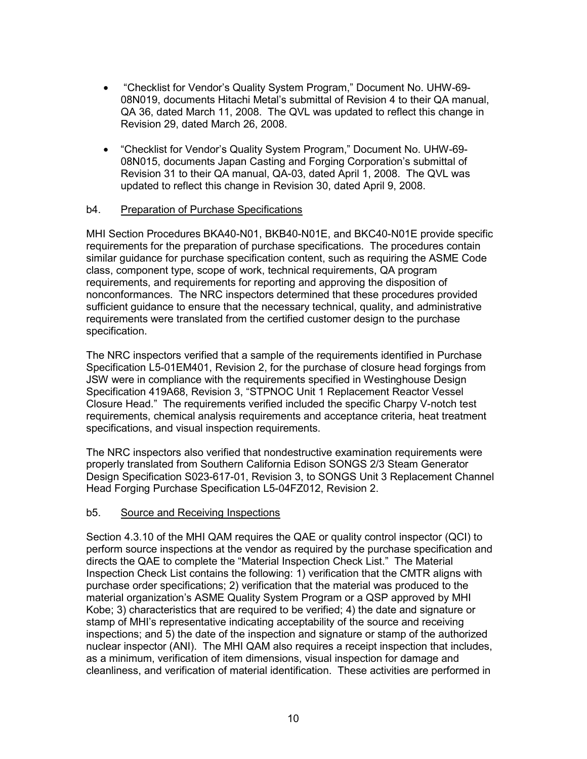- "Checklist for Vendor's Quality System Program," Document No. UHW-69-08N019, documents Hitachi Metal's submittal of Revision 4 to their QA manual, QA 36, dated March 11, 2008. The QVL was updated to reflect this change in Revision 29, dated March 26, 2008.
- "Checklist for Vendor's Quality System Program," Document No. UHW-69-08N015, documents Japan Casting and Forging Corporation's submittal of Revision 31 to their QA manual, QA-03, dated April 1, 2008. The QVL was updated to reflect this change in Revision 30, dated April 9, 2008.

b4. Preparation of Purchase Specifications

MHI Section Procedures BKA40-N01, BKB40-N01E, and BKC40-N01E provide specific requirements for the preparation of purchase specifications. The procedures contain similar guidance for purchase specification content, such as requiring the ASME Code class, component type, scope of work, technical requirements, QA program requirements, and requirements for reporting and approving the disposition of nonconformances. The NRC inspectors determined that these procedures provided sufficient guidance to ensure that the necessary technical, quality, and administrative requirements were translated from the certified customer design to the purchase specification.

The NRC inspectors verified that a sample of the requirements identified in Purchase Specification L5-01EM401, Revision 2, for the purchase of closure head forgings from JSW were in compliance with the requirements specified in Westinghouse Design Specification 419A68, Revision 3, "STPNOC Unit 1 Replacement Reactor Vessel Closure Head." The requirements verified included the specific Charpy V-notch test requirements, chemical analysis requirements and acceptance criteria, heat treatment specifications, and visual inspection requirements.

The NRC inspectors also verified that nondestructive examination requirements were properly translated from Southern California Edison SONGS 2/3 Steam Generator Design Specification S023-617-01, Revision 3, to SONGS Unit 3 Replacement Channel Head Forging Purchase Specification L5-04FZ012, Revision 2.

b5. Source and Receiving Inspections

Section 4.3.10 of the MHI QAM requires the QAE or quality control inspector (QCI) to perform source inspections at the vendor as required by the purchase specification and directs the QAE to complete the "Material Inspection Check List." The Material Inspection Check List contains the following: 1) verification that the CMTR aligns with purchase order specifications; 2) verification that the material was produced to the material organization's ASME Quality System Program or a QSP approved by MHI Kobe; 3) characteristics that are required to be verified; 4) the date and signature or stamp of MHI's representative indicating acceptability of the source and receiving inspections; and 5) the date of the inspection and signature or stamp of the authorized nuclear inspector (ANI). The MHI QAM also requires a receipt inspection that includes, as a minimum, verification of item dimensions, visual inspection for damage and cleanliness, and verification of material identification. These activities are performed in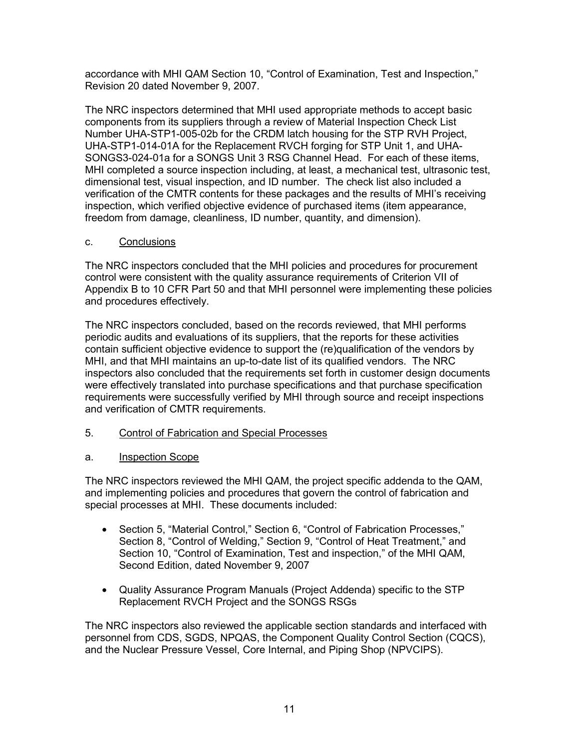accordance with MHI QAM Section 10, "Control of Examination, Test and Inspection," Revision 20 dated November 9, 2007.

The NRC inspectors determined that MHI used appropriate methods to accept basic components from its suppliers through a review of Material Inspection Check List Number UHA-STP1-005-02b for the CRDM latch housing for the STP RVH Project, UHA-STP1-014-01A for the Replacement RVCH forging for STP Unit 1, and UHA-SONGS3-024-01a for a SONGS Unit 3 RSG Channel Head. For each of these items, MHI completed a source inspection including, at least, a mechanical test, ultrasonic test, dimensional test, visual inspection, and ID number. The check list also included a verification of the CMTR contents for these packages and the results of MHI's receiving inspection, which verified objective evidence of purchased items (item appearance, freedom from damage, cleanliness, ID number, quantity, and dimension).

c. Conclusions

The NRC inspectors concluded that the MHI policies and procedures for procurement control were consistent with the quality assurance requirements of Criterion VII of Appendix B to 10 CFR Part 50 and that MHI personnel were implementing these policies and procedures effectively.

The NRC inspectors concluded, based on the records reviewed, that MHI performs periodic audits and evaluations of its suppliers, that the reports for these activities contain sufficient objective evidence to support the (re)qualification of the vendors by MHI, and that MHI maintains an up-to-date list of its qualified vendors. The NRC inspectors also concluded that the requirements set forth in customer design documents were effectively translated into purchase specifications and that purchase specification requirements were successfully verified by MHI through source and receipt inspections and verification of CMTR requirements.

5. Control of Fabrication and Special Processes

a. Inspection Scope

The NRC inspectors reviewed the MHI QAM, the project specific addenda to the QAM, and implementing policies and procedures that govern the control of fabrication and special processes at MHI. These documents included:

- Section 5, "Material Control," Section 6, "Control of Fabrication Processes," Section 8, "Control of Welding," Section 9, "Control of Heat Treatment," and Section 10, "Control of Examination, Test and inspection," of the MHI QAM, Second Edition, dated November 9, 2007
- Quality Assurance Program Manuals (Project Addenda) specific to the STP Replacement RVCH Project and the SONGS RSGs

The NRC inspectors also reviewed the applicable section standards and interfaced with personnel from CDS, SGDS, NPQAS, the Component Quality Control Section (CQCS), and the Nuclear Pressure Vessel, Core Internal, and Piping Shop (NPVCIPS).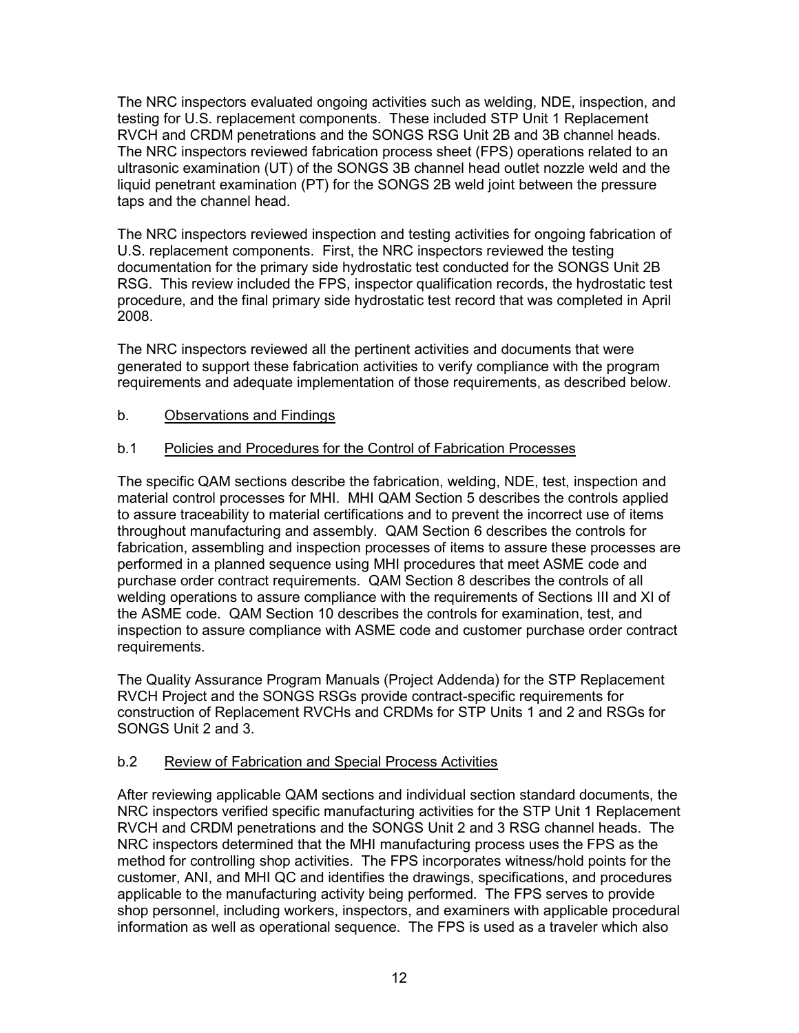The NRC inspectors evaluated ongoing activities such as welding, NDE, inspection, and testing for U.S. replacement components. These included STP Unit 1 Replacement RVCH and CRDM penetrations and the SONGS RSG Unit 2B and 3B channel heads. The NRC inspectors reviewed fabrication process sheet (FPS) operations related to an ultrasonic examination (UT) of the SONGS 3B channel head outlet nozzle weld and the liquid penetrant examination (PT) for the SONGS 2B weld joint between the pressure taps and the channel head.

The NRC inspectors reviewed inspection and testing activities for ongoing fabrication of U.S. replacement components. First, the NRC inspectors reviewed the testing documentation for the primary side hydrostatic test conducted for the SONGS Unit 2B RSG. This review included the FPS, inspector qualification records, the hydrostatic test procedure, and the final primary side hydrostatic test record that was completed in April 2008.

The NRC inspectors reviewed all the pertinent activities and documents that were generated to support these fabrication activities to verify compliance with the program requirements and adequate implementation of those requirements, as described below.

b. <u>Observations and Findings</u>

b.1 <u>Policies and Procedures for the Control of Fabrication Processes</u>

The specific QAM sections describe the fabrication, welding, NDE, test, inspection and material control processes for MHI. MHI QAM Section 5 describes the controls applied to assure traceability to material certifications and to prevent the incorrect use of items throughout manufacturing and assembly. QAM Section 6 describes the controls for fabrication, assembling and inspection processes of items to assure these processes are performed in a planned sequence using MHI procedures that meet ASME code and purchase order contract requirements. QAM Section 8 describes the controls of all welding operations to assure compliance with the requirements of Sections III and XI of the ASME code. QAM Section 10 describes the controls for examination, test, and inspection to assure compliance with ASME code and customer purchase order contract requirements.

The Quality Assurance Program Manuals (Project Addenda) for the STP Replacement RVCH Project and the SONGS RSGs provide contract-specific requirements for construction of Replacement RVCHs and CRDMs for STP Units 1 and 2 and RSGs for SONGS Unit 2 and 3.

b.2 <u>Review of Fabrication and Special Process Activities</u>

After reviewing applicable QAM sections and individual section standard documents, the NRC inspectors verified specific manufacturing activities for the STP Unit 1 Replacement RVCH and CRDM penetrations and the SONGS Unit 2 and 3 RSG channel heads. The NRC inspectors determined that the MHI manufacturing process uses the FPS as the method for controlling shop activities. The FPS incorporates witness/hold points for the customer, ANI, and MHI QC and identifies the drawings, specifications, and procedures applicable to the manufacturing activity being performed. The FPS serves to provide shop personnel, including workers, inspectors, and examiners with applicable procedural information as well as operational sequence. The FPS is used as a traveler which also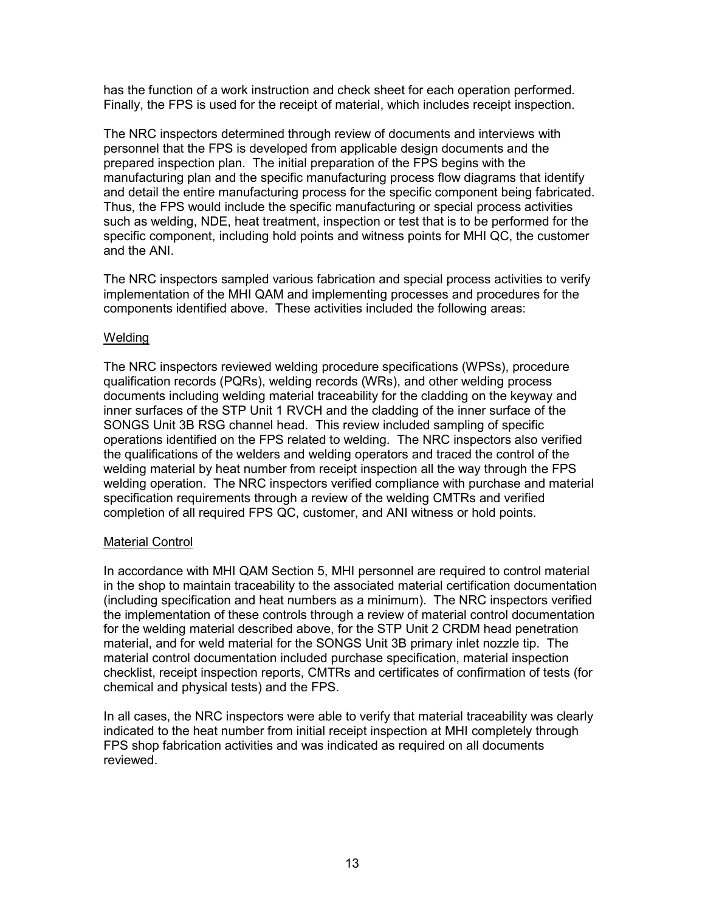has the function of a work instruction and check sheet for each operation performed. Finally, the FPS is used for the receipt of material, which includes receipt inspection.

The NRC inspectors determined through review of documents and interviews with personnel that the FPS is developed from applicable design documents and the prepared inspection plan. The initial preparation of the FPS begins with the manufacturing plan and the specific manufacturing process flow diagrams that identify and detail the entire manufacturing process for the specific component being fabricated. Thus, the FPS would include the specific manufacturing or special process activities such as welding, NDE, heat treatment, inspection or test that is to be performed for the specific component, including hold points and witness points for MHI QC, the customer and the ANI.

The NRC inspectors sampled various fabrication and special process activities to verify implementation of the MHI QAM and implementing processes and procedures for the components identified above. These activities included the following areas:

Welding

The NRC inspectors reviewed welding procedure specifications (WPSs), procedure qualification records (PQRs), welding records (WRs), and other welding process documents including welding material traceability for the cladding on the keyway and inner surfaces of the STP Unit 1 RVCH and the cladding of the inner surface of the SONGS Unit 3B RSG channel head. This review included sampling of specific operations identified on the FPS related to welding. The NRC inspectors also verified the qualifications of the welders and welding operators and traced the control of the welding material by heat number from receipt inspection all the way through the FPS welding operation. The NRC inspectors verified compliance with purchase and material specification requirements through a review of the welding CMTRs and verified completion of all required FPS QC, customer, and ANI witness or hold points.

Material Control

In accordance with MHI QAM Section 5, MHI personnel are required to control material in the shop to maintain traceability to the associated material certification documentation (including specification and heat numbers as a minimum). The NRC inspectors verified the implementation of these controls through a review of material control documentation for the welding material described above, for the STP Unit 2 CRDM head penetration material, and for weld material for the SONGS Unit 3B primary inlet nozzle tip. The material control documentation included purchase specification, material inspection checklist, receipt inspection reports, CMTRs and certificates of confirmation of tests (for chemical and physical tests) and the FPS.

In all cases, the NRC inspectors were able to verify that material traceability was clearly indicated to the heat number from initial receipt inspection at MHI completely through FPS shop fabrication activities and was indicated as required on all documents reviewed.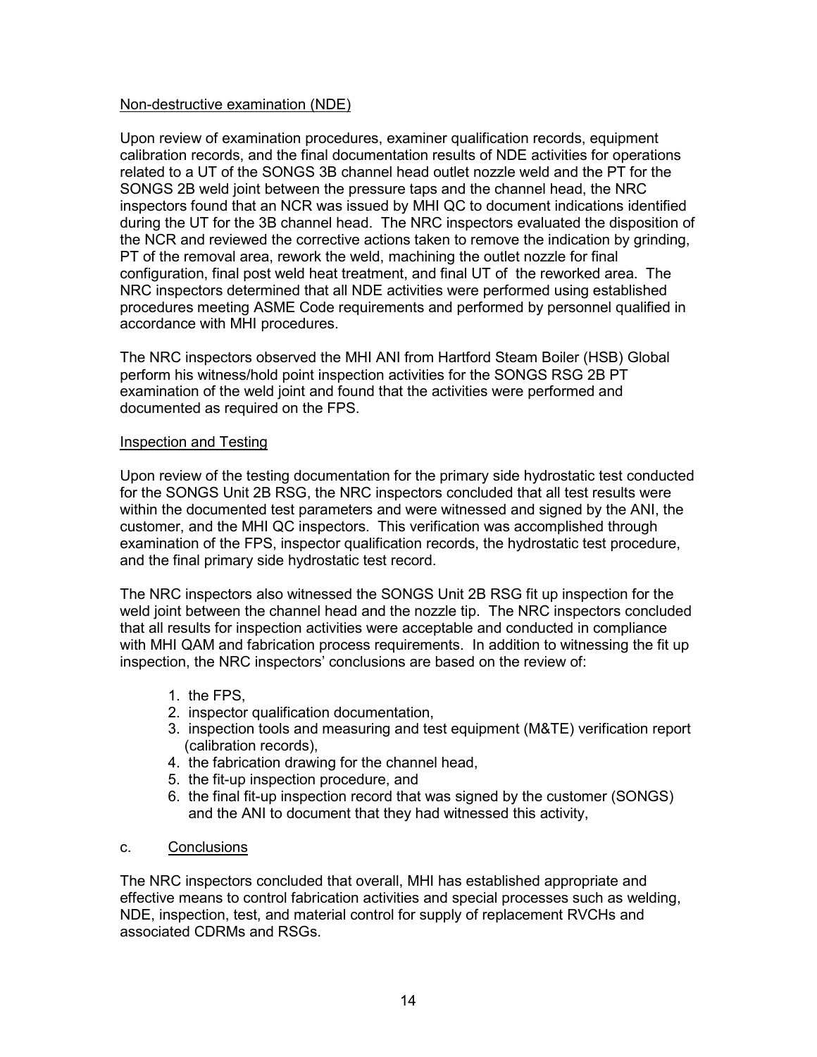Non-destructive examination (NDE)

Upon review of examination procedures, examiner qualification records, equipment calibration records, and the final documentation results of NDE activities for operations related to a UT of the SONGS 3B channel head outlet nozzle weld and the PT for the SONGS 2B weld joint between the pressure taps and the channel head, the NRC inspectors found that an NCR was issued by MHI QC to document indications identified during the UT for the 3B channel head. The NRC inspectors evaluated the disposition of the NCR and reviewed the corrective actions taken to remove the indication by grinding, PT of the removal area, rework the weld, machining the outlet nozzle for final configuration, final post weld heat treatment, and final UT of the reworked area. The NRC inspectors determined that all NDE activities were performed using established procedures meeting ASME Code requirements and performed by personnel qualified in accordance with MHI procedures.

The NRC inspectors observed the MHI ANI from Hartford Steam Boiler (HSB) Global perform his witness/hold point inspection activities for the SONGS RSG 2B PT examination of the weld joint and found that the activities were performed and documented as required on the FPS.

Inspection and Testing

Upon review of the testing documentation for the primary side hydrostatic test conducted for the SONGS Unit 2B RSG, the NRC inspectors concluded that all test results were within the documented test parameters and were witnessed and signed by the ANI, the customer, and the MHI QC inspectors. This verification was accomplished through examination of the FPS, inspector qualification records, the hydrostatic test procedure, and the final primary side hydrostatic test record.

The NRC inspectors also witnessed the SONGS Unit 2B RSG fit up inspection for the weld joint between the channel head and the nozzle tip. The NRC inspectors concluded that all results for inspection activities were acceptable and conducted in compliance with MHI QAM and fabrication process requirements. In addition to witnessing the fit up inspection, the NRC inspectors' conclusions are based on the review of:

1. the FPS,
2. inspector qualification documentation,
3. inspection tools and measuring and test equipment (M&TE) verification report (calibration records),
4. the fabrication drawing for the channel head,
5. the fit-up inspection procedure, and
6. the final fit-up inspection record that was signed by the customer (SONGS) and the ANI to document that they had witnessed this activity,

c. Conclusions

The NRC inspectors concluded that overall, MHI has established appropriate and effective means to control fabrication activities and special processes such as welding, NDE, inspection, test, and material control for supply of replacement RVCHs and associated CDRMs and RSGs.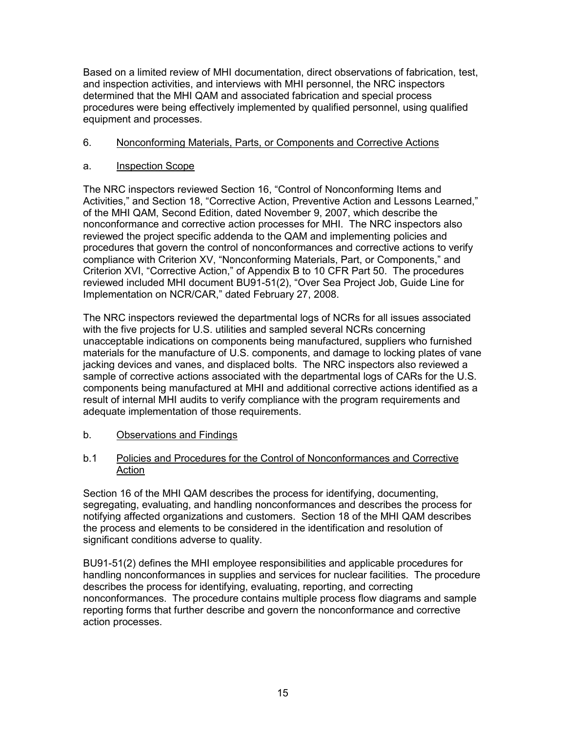Based on a limited review of MHI documentation, direct observations of fabrication, test, and inspection activities, and interviews with MHI personnel, the NRC inspectors determined that the MHI QAM and associated fabrication and special process procedures were being effectively implemented by qualified personnel, using qualified equipment and processes.

6. <u>Nonconforming Materials, Parts, or Components and Corrective Actions</u>

a. <u>Inspection Scope</u>

The NRC inspectors reviewed Section 16, "Control of Nonconforming Items and Activities," and Section 18, "Corrective Action, Preventive Action and Lessons Learned," of the MHI QAM, Second Edition, dated November 9, 2007, which describe the nonconformance and corrective action processes for MHI. The NRC inspectors also reviewed the project specific addenda to the QAM and implementing policies and procedures that govern the control of nonconformances and corrective actions to verify compliance with Criterion XV, "Nonconforming Materials, Part, or Components," and Criterion XVI, "Corrective Action," of Appendix B to 10 CFR Part 50. The procedures reviewed included MHI document BU91-51(2), "Over Sea Project Job, Guide Line for Implementation on NCR/CAR," dated February 27, 2008.

The NRC inspectors reviewed the departmental logs of NCRs for all issues associated with the five projects for U.S. utilities and sampled several NCRs concerning unacceptable indications on components being manufactured, suppliers who furnished materials for the manufacture of U.S. components, and damage to locking plates of vane jacking devices and vanes, and displaced bolts. The NRC inspectors also reviewed a sample of corrective actions associated with the departmental logs of CARs for the U.S. components being manufactured at MHI and additional corrective actions identified as a result of internal MHI audits to verify compliance with the program requirements and adequate implementation of those requirements.

b. <u>Observations and Findings</u>

b.1 <u>Policies and Procedures for the Control of Nonconformances and Corrective Action</u>

Section 16 of the MHI QAM describes the process for identifying, documenting, segregating, evaluating, and handling nonconformances and describes the process for notifying affected organizations and customers. Section 18 of the MHI QAM describes the process and elements to be considered in the identification and resolution of significant conditions adverse to quality.

BU91-51(2) defines the MHI employee responsibilities and applicable procedures for handling nonconformances in supplies and services for nuclear facilities. The procedure describes the process for identifying, evaluating, reporting, and correcting nonconformances. The procedure contains multiple process flow diagrams and sample reporting forms that further describe and govern the nonconformance and corrective action processes.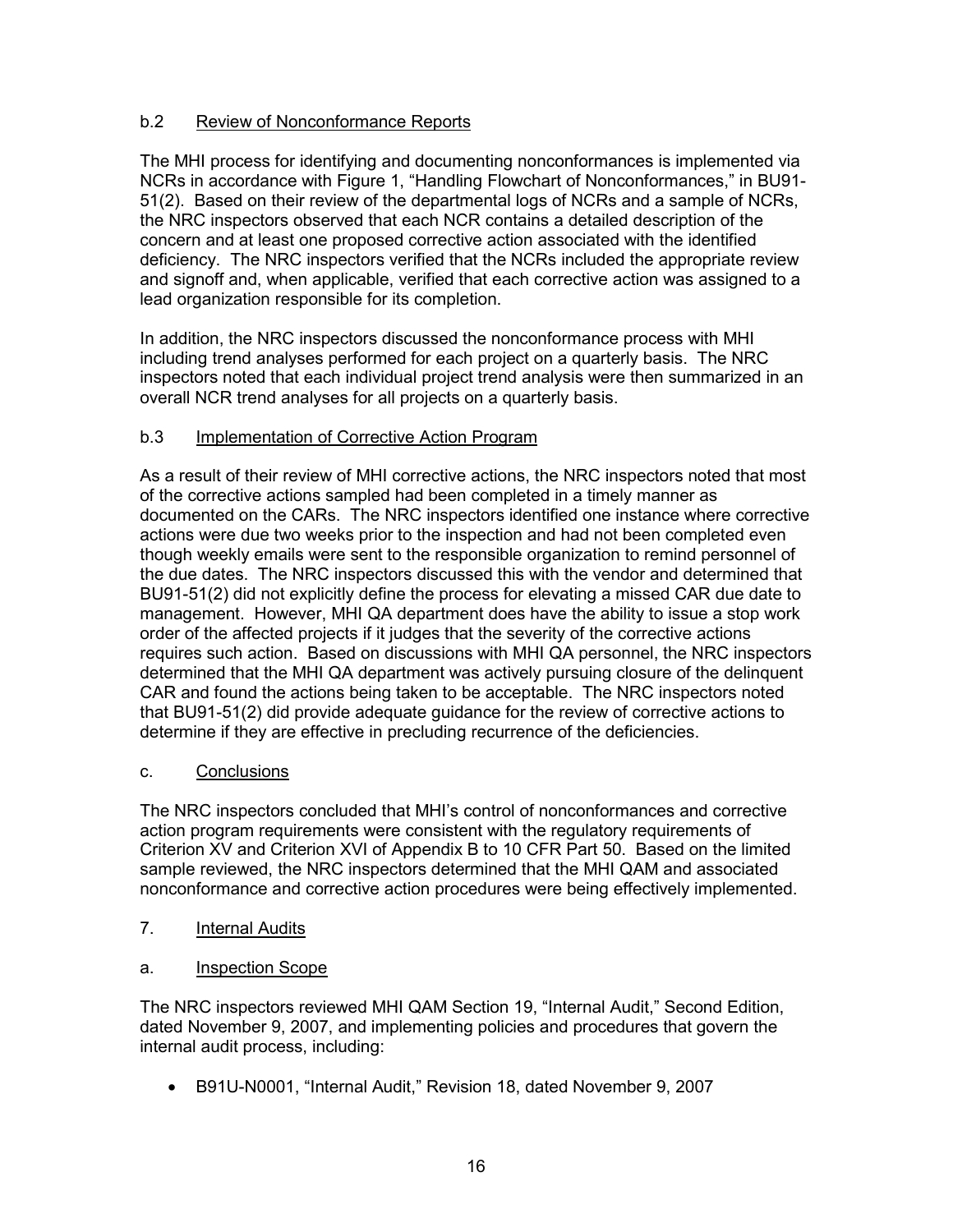### b.2 Review of Nonconformance Reports

The MHI process for identifying and documenting nonconformances is implemented via NCRs in accordance with Figure 1, "Handling Flowchart of Nonconformances," in BU91-51(2). Based on their review of the departmental logs of NCRs and a sample of NCRs, the NRC inspectors observed that each NCR contains a detailed description of the concern and at least one proposed corrective action associated with the identified deficiency. The NRC inspectors verified that the NCRs included the appropriate review and signoff and, when applicable, verified that each corrective action was assigned to a lead organization responsible for its completion.

In addition, the NRC inspectors discussed the nonconformance process with MHI including trend analyses performed for each project on a quarterly basis. The NRC inspectors noted that each individual project trend analysis were then summarized in an overall NCR trend analyses for all projects on a quarterly basis.

### b.3 Implementation of Corrective Action Program

As a result of their review of MHI corrective actions, the NRC inspectors noted that most of the corrective actions sampled had been completed in a timely manner as documented on the CARs. The NRC inspectors identified one instance where corrective actions were due two weeks prior to the inspection and had not been completed even though weekly emails were sent to the responsible organization to remind personnel of the due dates. The NRC inspectors discussed this with the vendor and determined that BU91-51(2) did not explicitly define the process for elevating a missed CAR due date to management. However, MHI QA department does have the ability to issue a stop work order of the affected projects if it judges that the severity of the corrective actions requires such action. Based on discussions with MHI QA personnel, the NRC inspectors determined that the MHI QA department was actively pursuing closure of the delinquent CAR and found the actions being taken to be acceptable. The NRC inspectors noted that BU91-51(2) did provide adequate guidance for the review of corrective actions to determine if they are effective in precluding recurrence of the deficiencies.

### c. Conclusions

The NRC inspectors concluded that MHI's control of nonconformances and corrective action program requirements were consistent with the regulatory requirements of Criterion XV and Criterion XVI of Appendix B to 10 CFR Part 50. Based on the limited sample reviewed, the NRC inspectors determined that the MHI QAM and associated nonconformance and corrective action procedures were being effectively implemented.

## 7. Internal Audits

### a. Inspection Scope

The NRC inspectors reviewed MHI QAM Section 19, "Internal Audit," Second Edition, dated November 9, 2007, and implementing policies and procedures that govern the internal audit process, including:

- B91U-N0001, "Internal Audit," Revision 18, dated November 9, 2007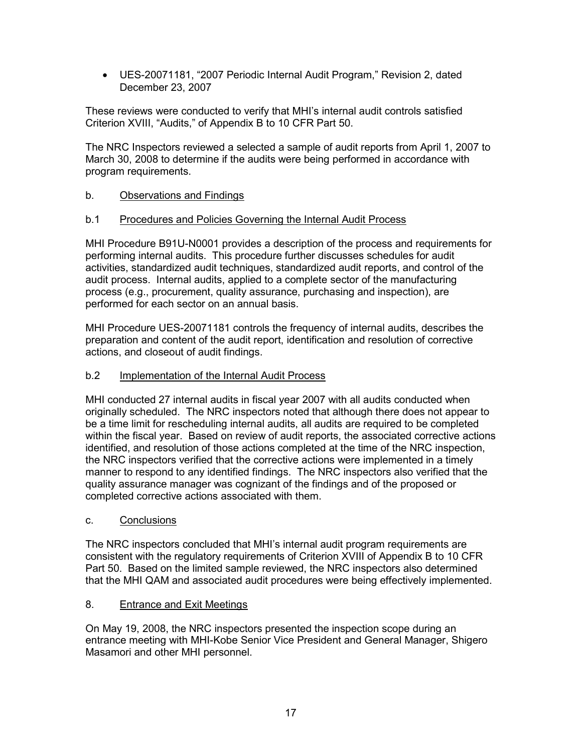- UES-20071181, “2007 Periodic Internal Audit Program,” Revision 2, dated December 23, 2007

These reviews were conducted to verify that MHI’s internal audit controls satisfied Criterion XVIII, “Audits,” of Appendix B to 10 CFR Part 50.

The NRC Inspectors reviewed a selected a sample of audit reports from April 1, 2007 to March 30, 2008 to determine if the audits were being performed in accordance with program requirements.

b. Observations and Findings

b.1 Procedures and Policies Governing the Internal Audit Process

MHI Procedure B91U-N0001 provides a description of the process and requirements for performing internal audits. This procedure further discusses schedules for audit activities, standardized audit techniques, standardized audit reports, and control of the audit process. Internal audits, applied to a complete sector of the manufacturing process (e.g., procurement, quality assurance, purchasing and inspection), are performed for each sector on an annual basis.

MHI Procedure UES-20071181 controls the frequency of internal audits, describes the preparation and content of the audit report, identification and resolution of corrective actions, and closeout of audit findings.

b.2 Implementation of the Internal Audit Process

MHI conducted 27 internal audits in fiscal year 2007 with all audits conducted when originally scheduled. The NRC inspectors noted that although there does not appear to be a time limit for rescheduling internal audits, all audits are required to be completed within the fiscal year. Based on review of audit reports, the associated corrective actions identified, and resolution of those actions completed at the time of the NRC inspection, the NRC inspectors verified that the corrective actions were implemented in a timely manner to respond to any identified findings. The NRC inspectors also verified that the quality assurance manager was cognizant of the findings and of the proposed or completed corrective actions associated with them.

c. Conclusions

The NRC inspectors concluded that MHI’s internal audit program requirements are consistent with the regulatory requirements of Criterion XVIII of Appendix B to 10 CFR Part 50. Based on the limited sample reviewed, the NRC inspectors also determined that the MHI QAM and associated audit procedures were being effectively implemented.

8. Entrance and Exit Meetings

On May 19, 2008, the NRC inspectors presented the inspection scope during an entrance meeting with MHI-Kobe Senior Vice President and General Manager, Shigero Masamori and other MHI personnel.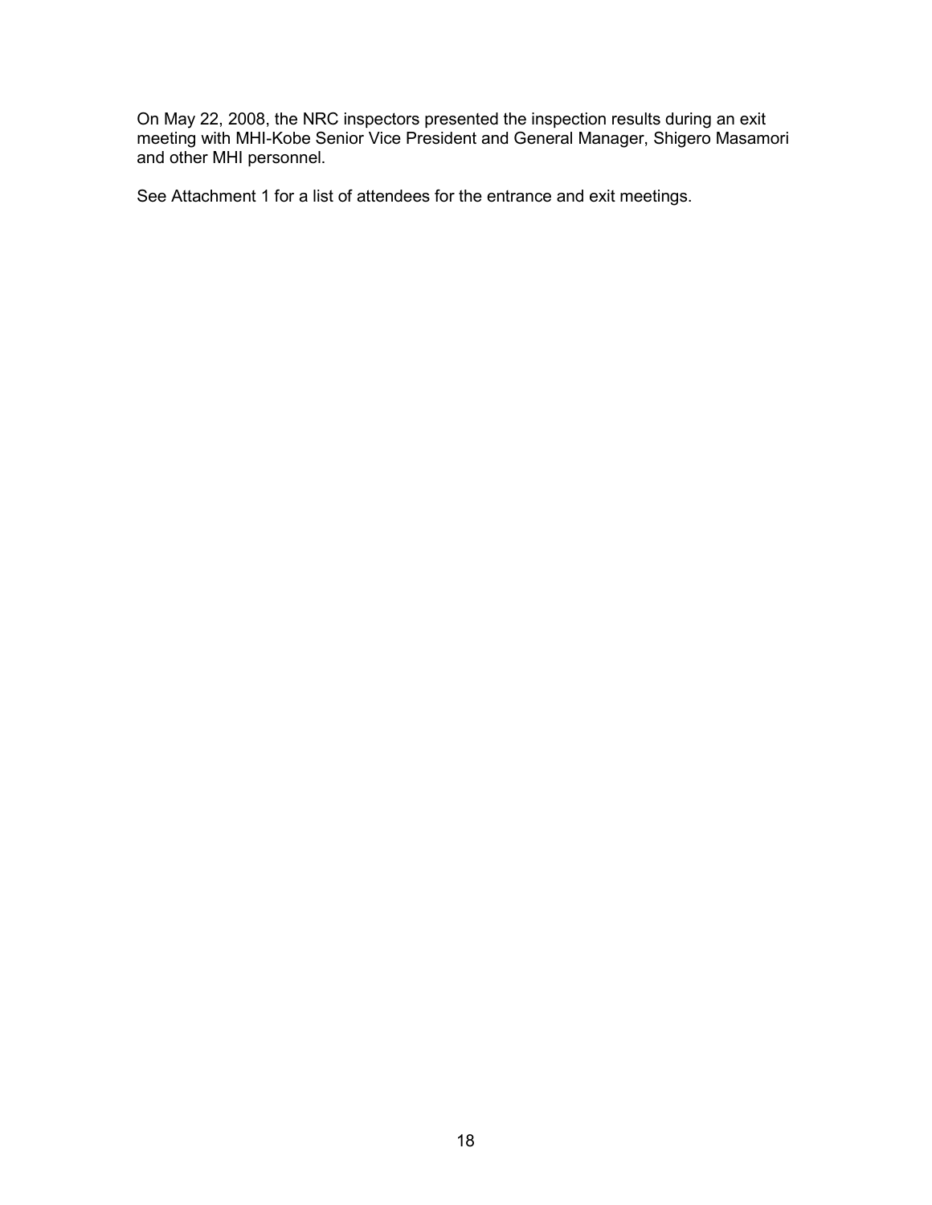On May 22, 2008, the NRC inspectors presented the inspection results during an exit meeting with MHI-Kobe Senior Vice President and General Manager, Shigero Masamori and other MHI personnel.

See Attachment 1 for a list of attendees for the entrance and exit meetings.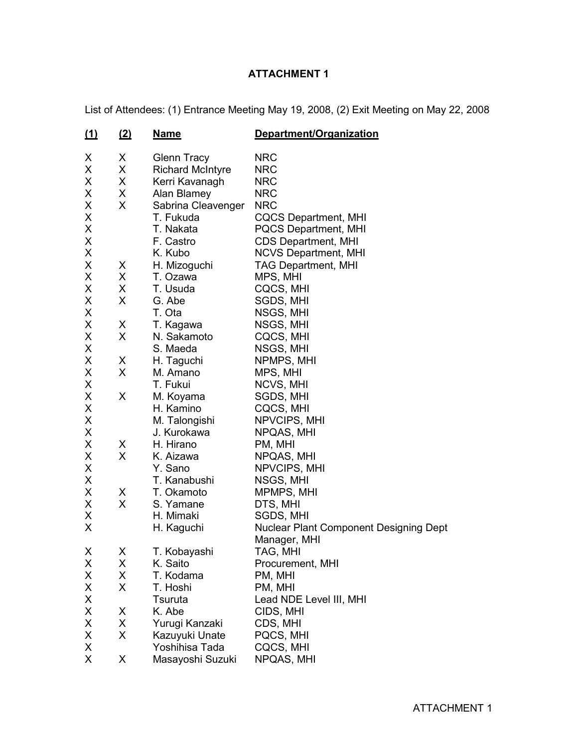# ATTACHMENT 1

List of Attendees: (1) Entrance Meeting May 19, 2008, (2) Exit Meeting on May 22, 2008

| (1) | (2) | Name | Department/Organization |
|---|---|---|---|
| X | X | Glenn Tracy | NRC |
| X | X | Richard McIntyre | NRC |
| X | X | Kerri Kavanagh | NRC |
| X | X | Alan Blamey | NRC |
| X | X | Sabrina Cleavenger | NRC |
| X | | T. Fukuda | CQCS Department, MHI |
| X | | T. Nakata | PQCS Department, MHI |
| X | | F. Castro | CDS Department, MHI |
| X | | K. Kubo | NCVS Department, MHI |
| X | X | H. Mizoguchi | TAG Department, MHI |
| X | X | T. Ozawa | MPS, MHI |
| X | X | T. Usuda | CQCS, MHI |
| X | X | G. Abe | SGDS, MHI |
| X | | T. Ota | NSGS, MHI |
| X | X | T. Kagawa | NSGS, MHI |
| X | X | N. Sakamoto | CQCS, MHI |
| X | | S. Maeda | NSGS, MHI |
| X | X | H. Taguchi | NPMPS, MHI |
| X | X | M. Amano | MPS, MHI |
| X | | T. Fukui | NCVS, MHI |
| X | X | M. Koyama | SGDS, MHI |
| X | | H. Kamino | CQCS, MHI |
| X | | M. Talongishi | NPVCIPS, MHI |
| X | | J. Kurokawa | NPQAS, MHI |
| X | X | H. Hirano | PM, MHI |
| X | X | K. Aizawa | NPQAS, MHI |
| X | | Y. Sano | NPVCIPS, MHI |
| X | | T. Kanabushi | NSGS, MHI |
| X | X | T. Okamoto | MPMPS, MHI |
| X | X | S. Yamane | DTS, MHI |
| X | | H. Mimaki | SGDS, MHI |
| X | | H. Kaguchi | Nuclear Plant Component Designing Dept Manager, MHI |
| X | X | T. Kobayashi | TAG, MHI |
| X | X | K. Saito | Procurement, MHI |
| X | X | T. Kodama | PM, MHI |
| X | X | T. Hoshi | PM, MHI |
| X | | Tsuruta | Lead NDE Level III, MHI |
| X | X | K. Abe | CIDS, MHI |
| X | X | Yurugi Kanzaki | CDS, MHI |
| X | X | Kazuyuki Unate | PQCS, MHI |
| X | | Yoshihisa Tada | CQCS, MHI |
| X | X | Masayoshi Suzuki | NPQAS, MHI |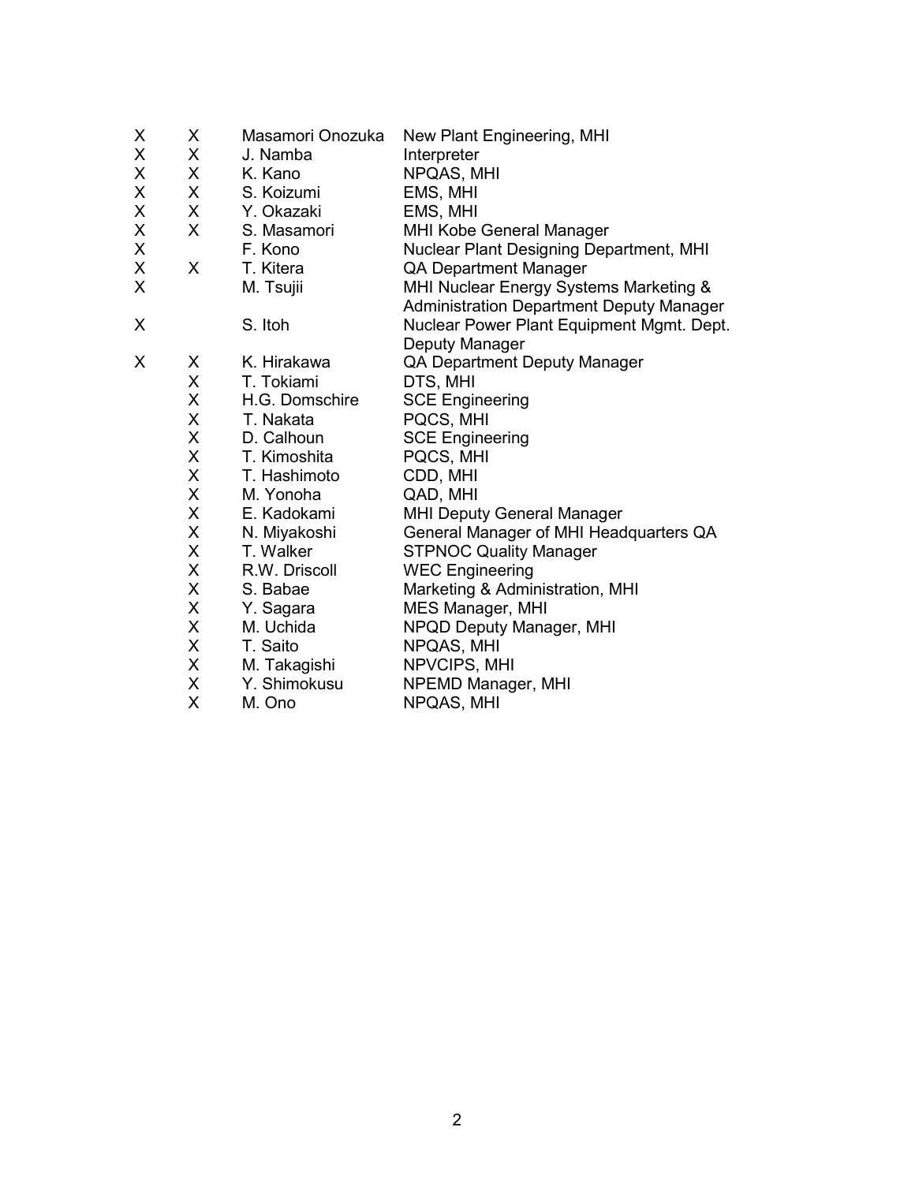| | | | |
|---|---|---|---|
| X | X | Masamori Onozuka | New Plant Engineering, MHI |
| X | X | J. Namba | Interpreter |
| X | X | K. Kano | NPQAS, MHI |
| X | X | S. Koizumi | EMS, MHI |
| X | X | Y. Okazaki | EMS, MHI |
| X | X | S. Masamori | MHI Kobe General Manager |
| X | | F. Kono | Nuclear Plant Designing Department, MHI |
| X | X | T. Kitera | QA Department Manager |
| X | | M. Tsujii | MHI Nuclear Energy Systems Marketing & Administration Department Deputy Manager |
| X | | S. Itoh | Nuclear Power Plant Equipment Mgmt. Dept. Deputy Manager |
| X | X | K. Hirakawa | QA Department Deputy Manager |
| | X | T. Tokiami | DTS, MHI |
| | X | H.G. Domschire | SCE Engineering |
| | X | T. Nakata | PQCS, MHI |
| | X | D. Calhoun | SCE Engineering |
| | X | T. Kimoshita | PQCS, MHI |
| | X | T. Hashimoto | CDD, MHI |
| | X | M. Yonoha | QAD, MHI |
| | X | E. Kadokami | MHI Deputy General Manager |
| | X | N. Miyakoshi | General Manager of MHI Headquarters QA |
| | X | T. Walker | STPNOC Quality Manager |
| | X | R.W. Driscoll | WEC Engineering |
| | X | S. Babae | Marketing & Administration, MHI |
| | X | Y. Sagara | MES Manager, MHI |
| | X | M. Uchida | NPQD Deputy Manager, MHI |
| | X | T. Saito | NPQAS, MHI |
| | X | M. Takagishi | NPVCIPS, MHI |
| | X | Y. Shimokusu | NPEMD Manager, MHI |
| | X | M. Ono | NPQAS, MHI |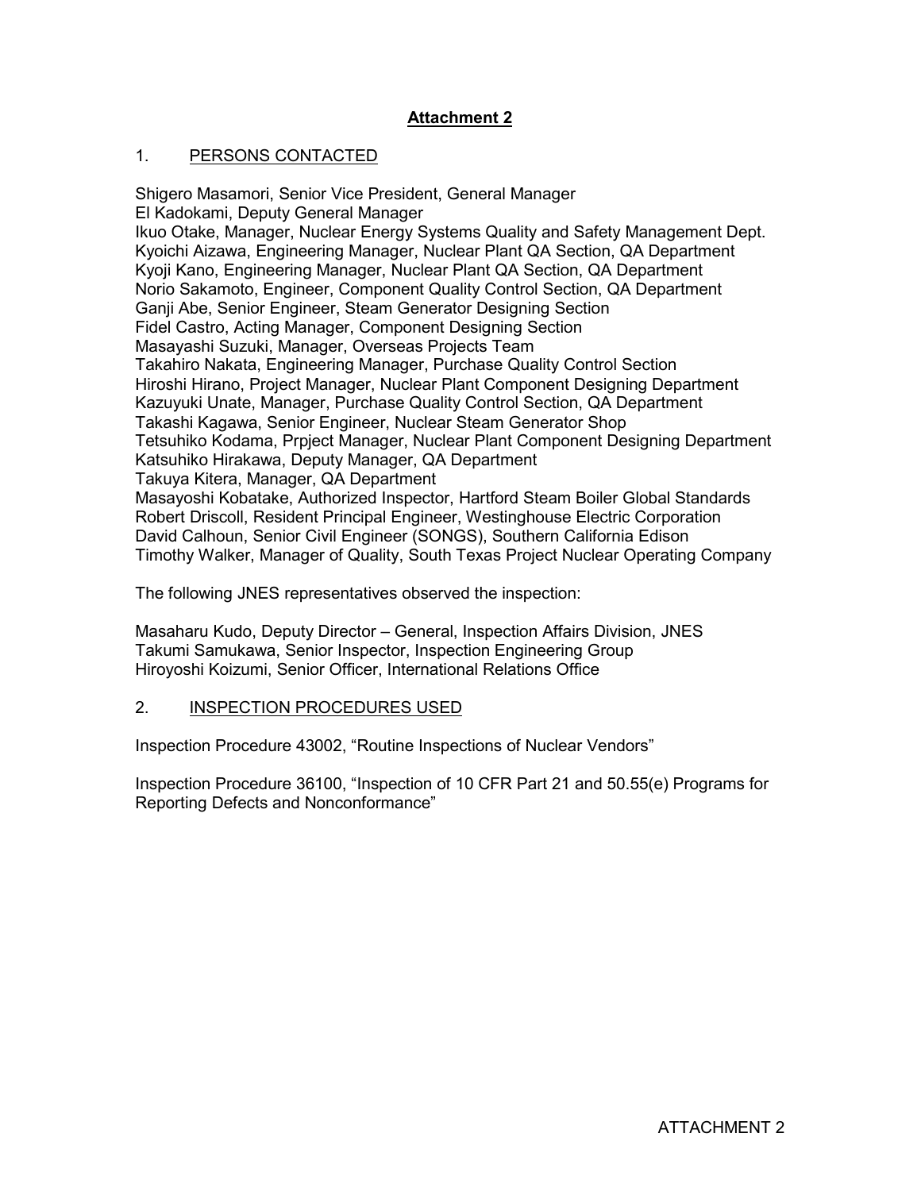**Attachment 2**

1. PERSONS CONTACTED

Shigero Masamori, Senior Vice President, General Manager
El Kadokami, Deputy General Manager
Ikuo Otake, Manager, Nuclear Energy Systems Quality and Safety Management Dept.
Kyoichi Aizawa, Engineering Manager, Nuclear Plant QA Section, QA Department
Kyoji Kano, Engineering Manager, Nuclear Plant QA Section, QA Department
Norio Sakamoto, Engineer, Component Quality Control Section, QA Department
Ganji Abe, Senior Engineer, Steam Generator Designing Section
Fidel Castro, Acting Manager, Component Designing Section
Masayashi Suzuki, Manager, Overseas Projects Team
Takahiro Nakata, Engineering Manager, Purchase Quality Control Section
Hiroshi Hirano, Project Manager, Nuclear Plant Component Designing Department
Kazuyuki Unate, Manager, Purchase Quality Control Section, QA Department
Takashi Kagawa, Senior Engineer, Nuclear Steam Generator Shop
Tetsuhiko Kodama, Prpject Manager, Nuclear Plant Component Designing Department
Katsuhiko Hirakawa, Deputy Manager, QA Department
Takuya Kitera, Manager, QA Department
Masayoshi Kobatake, Authorized Inspector, Hartford Steam Boiler Global Standards
Robert Driscoll, Resident Principal Engineer, Westinghouse Electric Corporation
David Calhoun, Senior Civil Engineer (SONGS), Southern California Edison
Timothy Walker, Manager of Quality, South Texas Project Nuclear Operating Company

The following JNES representatives observed the inspection:

Masaharu Kudo, Deputy Director – General, Inspection Affairs Division, JNES
Takumi Samukawa, Senior Inspector, Inspection Engineering Group
Hiroyoshi Koizumi, Senior Officer, International Relations Office

2. INSPECTION PROCEDURES USED

Inspection Procedure 43002, "Routine Inspections of Nuclear Vendors"

Inspection Procedure 36100, "Inspection of 10 CFR Part 21 and 50.55(e) Programs for Reporting Defects and Nonconformance"